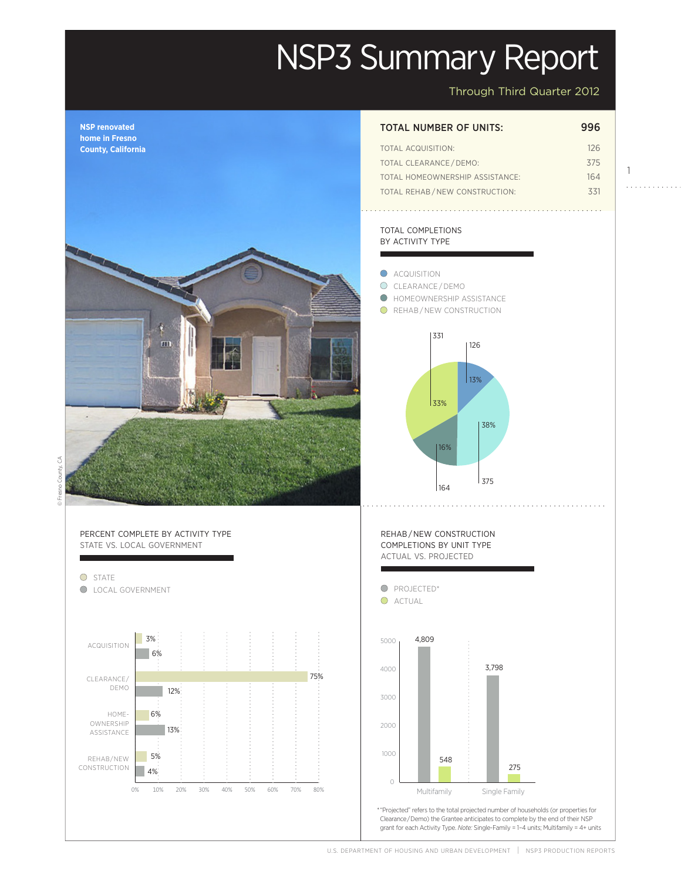# NSP3 Summary Report

Through Third Quarter 2012

NSP renovated home in Fresno County, California

© Fresno County, CA

| TOTAL NUMBER OF UNITS: | 996 |
|---|---|
| TOTAL ACQUISITION: | 126 |
| TOTAL CLEARANCE / DEMO: | 375 |
| TOTAL HOMEOWNERSHIP ASSISTANCE: | 164 |
| TOTAL REHAB / NEW CONSTRUCTION: | 331 |

## TOTAL COMPLETIONS BY ACTIVITY TYPE

| Activity Type | Completions | Percent |
|---|---|---|
| ACQUISITION | 126 | 13% |
| CLEARANCE / DEMO | 375 | 38% |
| HOMEOWNERSHIP ASSISTANCE | 164 | 16% |
| REHAB / NEW CONSTRUCTION | 331 | 33% |

## PERCENT COMPLETE BY ACTIVITY TYPE STATE VS. LOCAL GOVERNMENT

| Activity Type | STATE | LOCAL GOVERNMENT |
|---|---|---|
| ACQUISITION | 3% | 6% |
| CLEARANCE/ DEMO | 75% | 12% |
| HOME-OWNERSHIP ASSISTANCE | 6% | 13% |
| REHAB/NEW CONSTRUCTION | 5% | 4% |

## REHAB / NEW CONSTRUCTION COMPLETIONS BY UNIT TYPE ACTUAL VS. PROJECTED

| Unit Type | PROJECTED* | ACTUAL |
|---|---|---|
| Multifamily | 4,809 | 548 |
| Single Family | 3,798 | 275 |

* "Projected" refers to the total projected number of households (or properties for Clearance / Demo) the Grantee anticipates to complete by the end of their NSP grant for each Activity Type. *Note:* Single-Family = 1–4 units; Multifamily = 4+ units

U.S. DEPARTMENT OF HOUSING AND URBAN DEVELOPMENT | NSP3 PRODUCTION REPORTS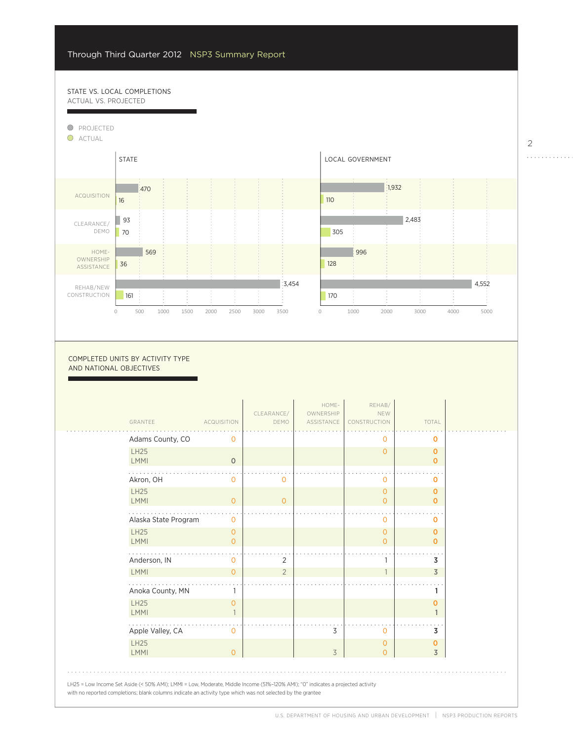Through Third Quarter 2012 NSP3 Summary Report

## STATE VS. LOCAL COMPLETIONS
ACTUAL VS. PROJECTED

| Activity | State Projected | State Actual | Local Government Projected | Local Government Actual |
|---|---|---|---|---|
| ACQUISITION | 470 | 16 | 1,932 | 110 |
| CLEARANCE/DEMO | 93 | 70 | 2,483 | 305 |
| HOME-OWNERSHIP ASSISTANCE | 569 | 36 | 996 | 128 |
| REHAB/NEW CONSTRUCTION | 3,454 | 161 | 4,552 | 170 |

## COMPLETED UNITS BY ACTIVITY TYPE AND NATIONAL OBJECTIVES

| GRANTEE | ACQUISITION | CLEARANCE/ DEMO | HOME-OWNERSHIP ASSISTANCE | REHAB/ NEW CONSTRUCTION | TOTAL |
|---|---|---|---|---|---|
| Adams County, CO | 0 | | | 0 | 0 |
| LH25 | | | | 0 | 0 |
| LMMI | 0 | | | | 0 |
| Akron, OH | 0 | 0 | | 0 | 0 |
| LH25 | | | | 0 | 0 |
| LMMI | 0 | 0 | | 0 | 0 |
| Alaska State Program | 0 | | | 0 | 0 |
| LH25 | 0 | | | 0 | 0 |
| LMMI | 0 | | | 0 | 0 |
| Anderson, IN | 0 | 2 | | 1 | 3 |
| LMMI | 0 | 2 | | 1 | 3 |
| Anoka County, MN | 1 | | | | 1 |
| LH25 | 0 | | | | 0 |
| LMMI | 1 | | | | 1 |
| Apple Valley, CA | 0 | | 3 | 0 | 3 |
| LH25 | | | | 0 | 0 |
| LMMI | 0 | | 3 | 0 | 3 |

LH25 = Low Income Set Aside (< 50% AMI); LMMI = Low, Moderate, Middle Income (51%–120% AMI); "0" indicates a projected activity with no reported completions; blank columns indicate an activity type which was not selected by the grantee

U.S. DEPARTMENT OF HOUSING AND URBAN DEVELOPMENT | NSP3 PRODUCTION REPORTS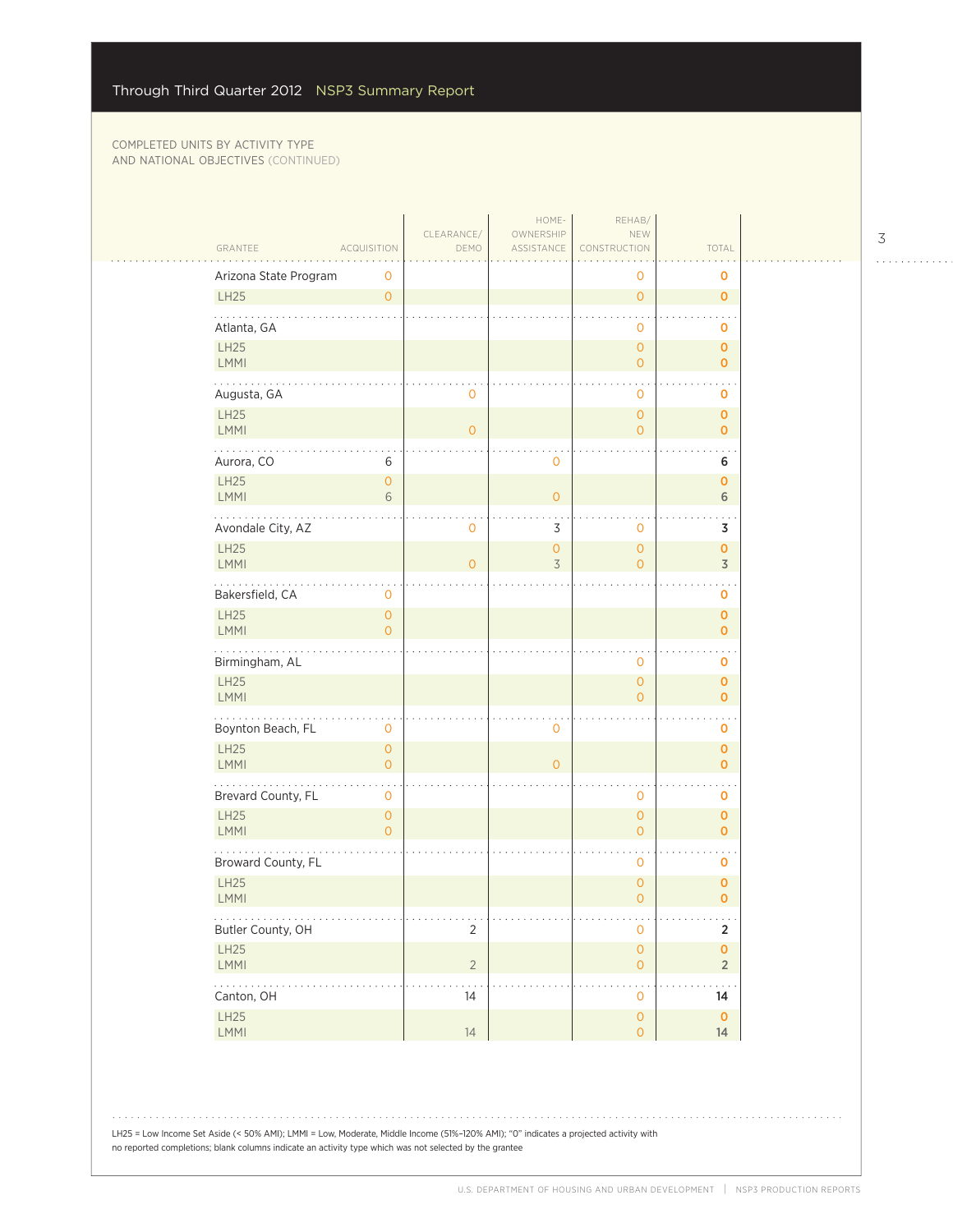Through Third Quarter 2012 NSP3 Summary Report

COMPLETED UNITS BY ACTIVITY TYPE
AND NATIONAL OBJECTIVES (CONTINUED)

| GRANTEE | ACQUISITION | CLEARANCE/ DEMO | HOME-OWNERSHIP ASSISTANCE | REHAB/ NEW CONSTRUCTION | TOTAL |
|---|---|---|---|---|---|
| Arizona State Program | 0 | | | 0 | 0 |
| LH25 | 0 | | | 0 | 0 |
| Atlanta, GA | | | | 0 | 0 |
| LH25 | | | | 0 | 0 |
| LMMI | | | | 0 | 0 |
| Augusta, GA | | 0 | | 0 | 0 |
| LH25 | | | | 0 | 0 |
| LMMI | | 0 | | 0 | 0 |
| Aurora, CO | 6 | | 0 | | 6 |
| LH25 | 0 | | | | 0 |
| LMMI | 6 | | 0 | | 6 |
| Avondale City, AZ | | 0 | 3 | 0 | 3 |
| LH25 | | | 0 | 0 | 0 |
| LMMI | | 0 | 3 | 0 | 3 |
| Bakersfield, CA | 0 | | | | 0 |
| LH25 | 0 | | | | 0 |
| LMMI | 0 | | | | 0 |
| Birmingham, AL | | | | 0 | 0 |
| LH25 | | | | 0 | 0 |
| LMMI | | | | 0 | 0 |
| Boynton Beach, FL | 0 | | 0 | | 0 |
| LH25 | 0 | | | | 0 |
| LMMI | 0 | | 0 | | 0 |
| Brevard County, FL | 0 | | | 0 | 0 |
| LH25 | 0 | | | 0 | 0 |
| LMMI | 0 | | | 0 | 0 |
| Broward County, FL | | | | 0 | 0 |
| LH25 | | | | 0 | 0 |
| LMMI | | | | 0 | 0 |
| Butler County, OH | | 2 | | 0 | 2 |
| LH25 | | | | 0 | 0 |
| LMMI | | 2 | | 0 | 2 |
| Canton, OH | | 14 | | 0 | 14 |
| LH25 | | | | 0 | 0 |
| LMMI | | 14 | | 0 | 14 |

LH25 = Low Income Set Aside (< 50% AMI); LMMI = Low, Moderate, Middle Income (51%–120% AMI); "0" indicates a projected activity with no reported completions; blank columns indicate an activity type which was not selected by the grantee

U.S. DEPARTMENT OF HOUSING AND URBAN DEVELOPMENT | NSP3 PRODUCTION REPORTS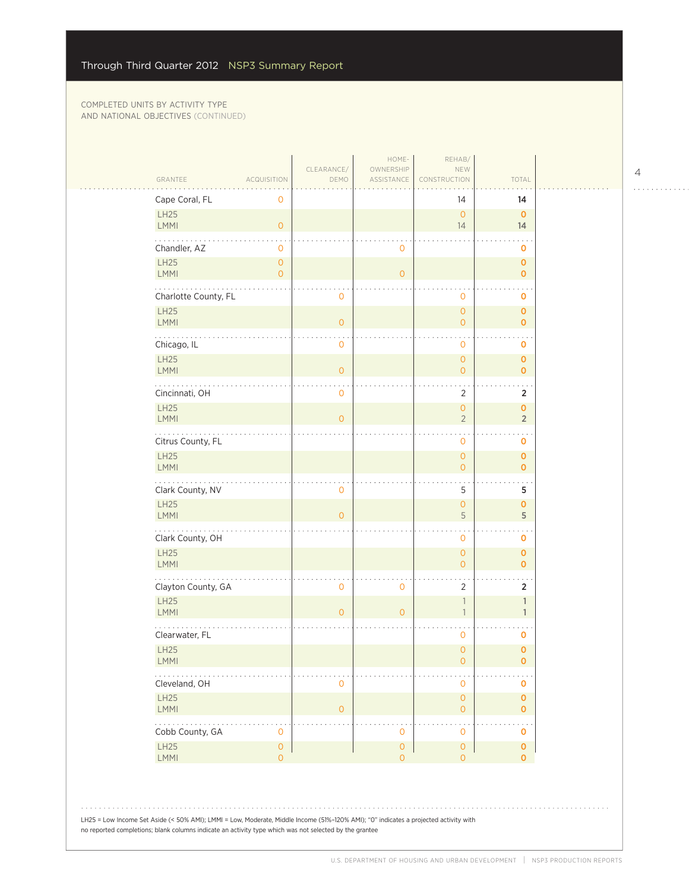Through Third Quarter 2012 NSP3 Summary Report

COMPLETED UNITS BY ACTIVITY TYPE AND NATIONAL OBJECTIVES (CONTINUED)

| GRANTEE | ACQUISITION | CLEARANCE/ DEMO | HOME-OWNERSHIP ASSISTANCE | REHAB/ NEW CONSTRUCTION | TOTAL |
|---|---|---|---|---|---|
| Cape Coral, FL | 0 | | | 14 | 14 |
| LH25 | | | | 0 | 0 |
| LMMI | 0 | | | 14 | 14 |
| Chandler, AZ | 0 | | 0 | | 0 |
| LH25 | 0 | | | | 0 |
| LMMI | 0 | | 0 | | 0 |
| Charlotte County, FL | | 0 | | 0 | 0 |
| LH25 | | | | 0 | 0 |
| LMMI | | 0 | | 0 | 0 |
| Chicago, IL | | 0 | | 0 | 0 |
| LH25 | | | | 0 | 0 |
| LMMI | | 0 | | 0 | 0 |
| Cincinnati, OH | | 0 | | 2 | 2 |
| LH25 | | | | 0 | 0 |
| LMMI | | 0 | | 2 | 2 |
| Citrus County, FL | | | | 0 | 0 |
| LH25 | | | | 0 | 0 |
| LMMI | | | | 0 | 0 |
| Clark County, NV | | 0 | | 5 | 5 |
| LH25 | | | | 0 | 0 |
| LMMI | | 0 | | 5 | 5 |
| Clark County, OH | | | | 0 | 0 |
| LH25 | | | | 0 | 0 |
| LMMI | | | | 0 | 0 |
| Clayton County, GA | | 0 | 0 | 2 | 2 |
| LH25 | | | | 1 | 1 |
| LMMI | | 0 | 0 | 1 | 1 |
| Clearwater, FL | | | | 0 | 0 |
| LH25 | | | | 0 | 0 |
| LMMI | | | | 0 | 0 |
| Cleveland, OH | | 0 | | 0 | 0 |
| LH25 | | | | 0 | 0 |
| LMMI | | 0 | | 0 | 0 |
| Cobb County, GA | 0 | | 0 | 0 | 0 |
| LH25 | 0 | | 0 | 0 | 0 |
| LMMI | 0 | | 0 | 0 | 0 |

LH25 = Low Income Set Aside (< 50% AMI); LMMI = Low, Moderate, Middle Income (51%–120% AMI); "0" indicates a projected activity with no reported completions; blank columns indicate an activity type which was not selected by the grantee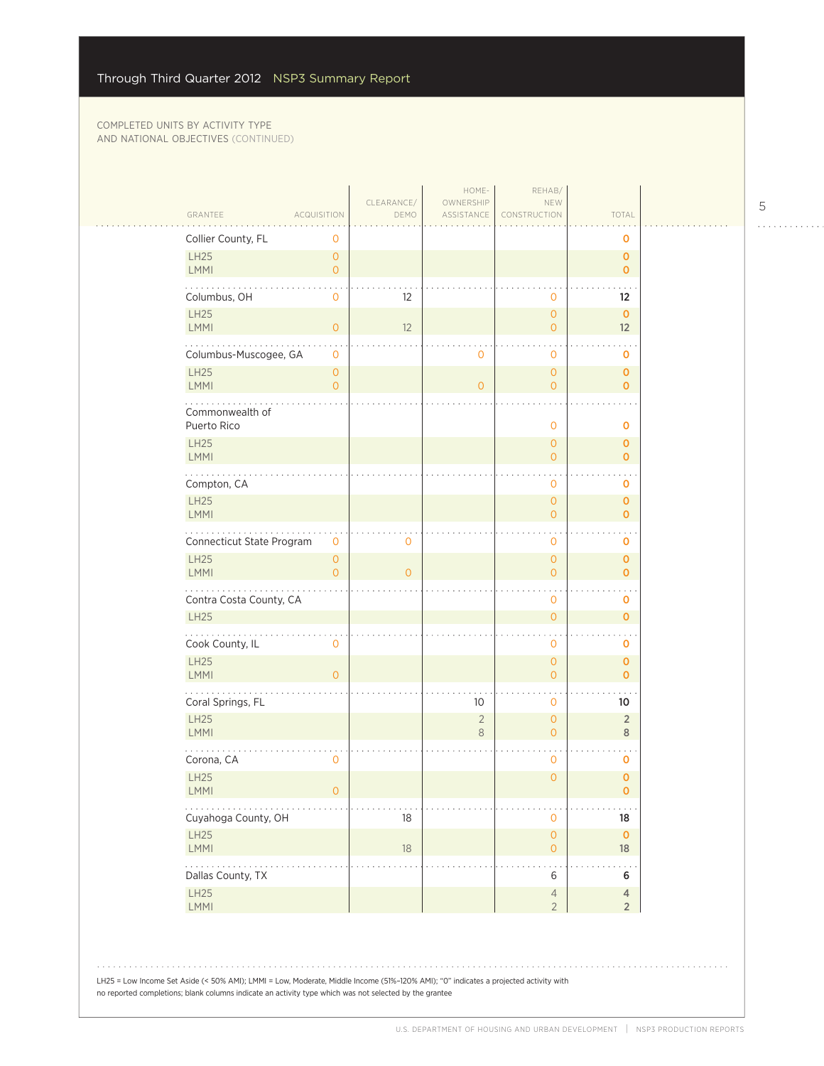COMPLETED UNITS BY ACTIVITY TYPE AND NATIONAL OBJECTIVES (CONTINUED)

| GRANTEE | ACQUISITION | CLEARANCE/ DEMO | HOME-OWNERSHIP ASSISTANCE | REHAB/ NEW CONSTRUCTION | TOTAL |
|---|---|---|---|---|---|
| Collier County, FL | 0 | | | | 0 |
| LH25 | 0 | | | | 0 |
| LMMI | 0 | | | | 0 |
| Columbus, OH | 0 | 12 | | 0 | 12 |
| LH25 | | | | 0 | 0 |
| LMMI | 0 | 12 | | 0 | 12 |
| Columbus-Muscogee, GA | 0 | | 0 | 0 | 0 |
| LH25 | 0 | | | 0 | 0 |
| LMMI | 0 | | 0 | 0 | 0 |
| Commonwealth of Puerto Rico | | | | 0 | 0 |
| LH25 | | | | 0 | 0 |
| LMMI | | | | 0 | 0 |
| Compton, CA | | | | 0 | 0 |
| LH25 | | | | 0 | 0 |
| LMMI | | | | 0 | 0 |
| Connecticut State Program | 0 | 0 | | 0 | 0 |
| LH25 | 0 | | | 0 | 0 |
| LMMI | 0 | 0 | | 0 | 0 |
| Contra Costa County, CA | | | | 0 | 0 |
| LH25 | | | | 0 | 0 |
| Cook County, IL | 0 | | | 0 | 0 |
| LH25 | | | | 0 | 0 |
| LMMI | 0 | | | 0 | 0 |
| Coral Springs, FL | | | 10 | 0 | 10 |
| LH25 | | | 2 | 0 | 2 |
| LMMI | | | 8 | 0 | 8 |
| Corona, CA | 0 | | | 0 | 0 |
| LH25 | | | | 0 | 0 |
| LMMI | 0 | | | | 0 |
| Cuyahoga County, OH | | 18 | | 0 | 18 |
| LH25 | | | | 0 | 0 |
| LMMI | | 18 | | 0 | 18 |
| Dallas County, TX | | | | 6 | 6 |
| LH25 | | | | 4 | 4 |
| LMMI | | | | 2 | 2 |

LH25 = Low Income Set Aside (< 50% AMI); LMMI = Low, Moderate, Middle Income (51%–120% AMI); "0" indicates a projected activity with no reported completions; blank columns indicate an activity type which was not selected by the grantee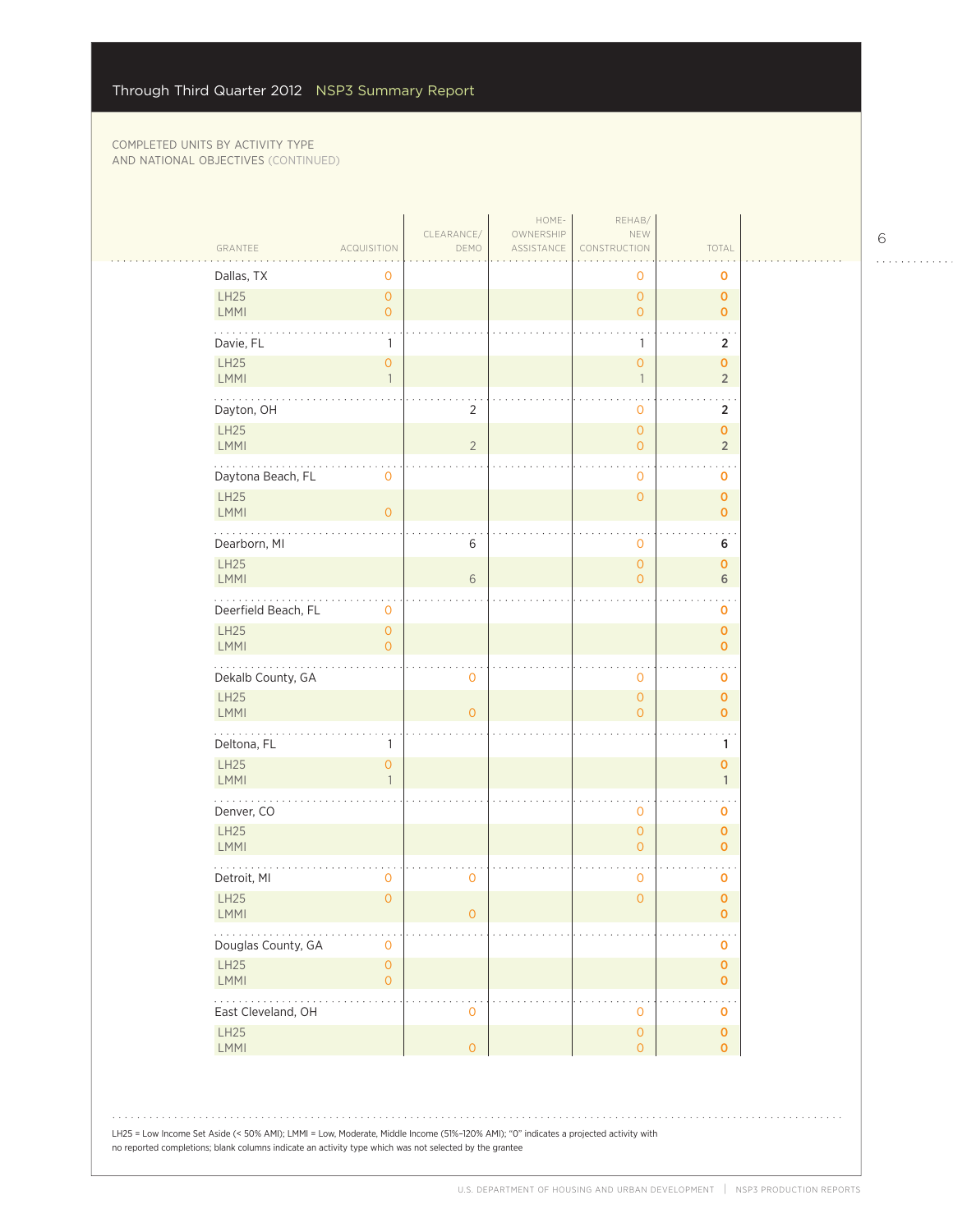Through Third Quarter 2012 NSP3 Summary Report

COMPLETED UNITS BY ACTIVITY TYPE AND NATIONAL OBJECTIVES (CONTINUED)

| GRANTEE | ACQUISITION | CLEARANCE/ DEMO | HOME-OWNERSHIP ASSISTANCE | REHAB/ NEW CONSTRUCTION | TOTAL |
|---|---|---|---|---|---|
| Dallas, TX | 0 | | | 0 | 0 |
| LH25 | 0 | | | 0 | 0 |
| LMMI | 0 | | | 0 | 0 |
| Davie, FL | 1 | | | 1 | 2 |
| LH25 | 0 | | | 0 | 0 |
| LMMI | 1 | | | 1 | 2 |
| Dayton, OH | | 2 | | 0 | 2 |
| LH25 | | | | 0 | 0 |
| LMMI | | 2 | | 0 | 2 |
| Daytona Beach, FL | 0 | | | 0 | 0 |
| LH25 | | | | 0 | 0 |
| LMMI | 0 | | | | 0 |
| Dearborn, MI | | 6 | | 0 | 6 |
| LH25 | | | | 0 | 0 |
| LMMI | | 6 | | 0 | 6 |
| Deerfield Beach, FL | 0 | | | | 0 |
| LH25 | 0 | | | | 0 |
| LMMI | 0 | | | | 0 |
| Dekalb County, GA | | 0 | | 0 | 0 |
| LH25 | | | | 0 | 0 |
| LMMI | | 0 | | 0 | 0 |
| Deltona, FL | 1 | | | | 1 |
| LH25 | 0 | | | | 0 |
| LMMI | 1 | | | | 1 |
| Denver, CO | | | | 0 | 0 |
| LH25 | | | | 0 | 0 |
| LMMI | | | | 0 | 0 |
| Detroit, MI | 0 | 0 | | 0 | 0 |
| LH25 | 0 | | | 0 | 0 |
| LMMI | | 0 | | | 0 |
| Douglas County, GA | 0 | | | | 0 |
| LH25 | 0 | | | | 0 |
| LMMI | 0 | | | | 0 |
| East Cleveland, OH | | 0 | | 0 | 0 |
| LH25 | | | | 0 | 0 |
| LMMI | | 0 | | 0 | 0 |

LH25 = Low Income Set Aside (< 50% AMI); LMMI = Low, Moderate, Middle Income (51%–120% AMI); "0" indicates a projected activity with no reported completions; blank columns indicate an activity type which was not selected by the grantee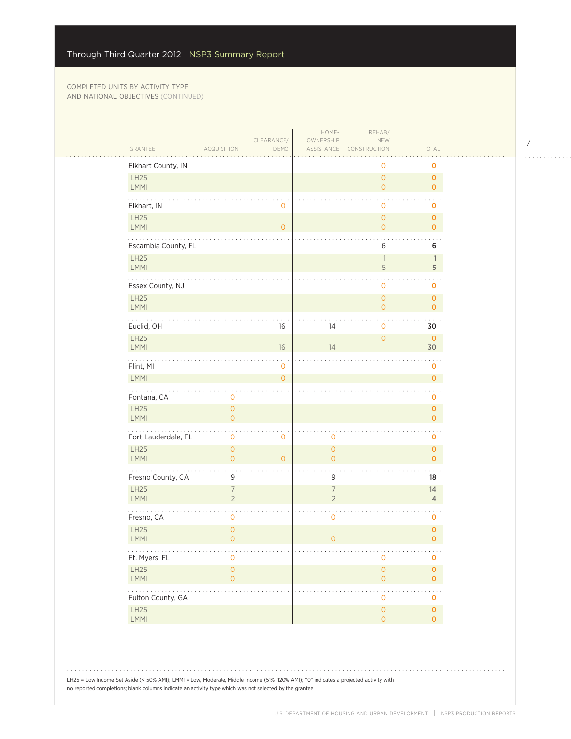COMPLETED UNITS BY ACTIVITY TYPE AND NATIONAL OBJECTIVES (CONTINUED)

| GRANTEE | ACQUISITION | CLEARANCE/ DEMO | HOME-OWNERSHIP ASSISTANCE | REHAB/ NEW CONSTRUCTION | TOTAL |
|---|---|---|---|---|---|
| **Elkhart County, IN** | | | | 0 | **0** |
| LH25 | | | | 0 | **0** |
| LMMI | | | | 0 | **0** |
| **Elkhart, IN** | | 0 | | 0 | **0** |
| LH25 | | | | 0 | **0** |
| LMMI | | 0 | | 0 | **0** |
| **Escambia County, FL** | | | | 6 | **6** |
| LH25 | | | | 1 | **1** |
| LMMI | | | | 5 | **5** |
| **Essex County, NJ** | | | | 0 | **0** |
| LH25 | | | | 0 | **0** |
| LMMI | | | | 0 | **0** |
| **Euclid, OH** | | 16 | 14 | 0 | **30** |
| LH25 | | | | 0 | **0** |
| LMMI | | 16 | 14 | | **30** |
| **Flint, MI** | | 0 | | | **0** |
| LMMI | | 0 | | | **0** |
| **Fontana, CA** | 0 | | | | **0** |
| LH25 | 0 | | | | **0** |
| LMMI | 0 | | | | **0** |
| **Fort Lauderdale, FL** | 0 | 0 | 0 | | **0** |
| LH25 | 0 | | 0 | | **0** |
| LMMI | 0 | 0 | 0 | | **0** |
| **Fresno County, CA** | 9 | | 9 | | **18** |
| LH25 | 7 | | 7 | | **14** |
| LMMI | 2 | | 2 | | **4** |
| **Fresno, CA** | 0 | | 0 | | **0** |
| LH25 | 0 | | | | **0** |
| LMMI | 0 | | 0 | | **0** |
| **Ft. Myers, FL** | 0 | | | 0 | **0** |
| LH25 | 0 | | | 0 | **0** |
| LMMI | 0 | | | 0 | **0** |
| **Fulton County, GA** | | | | 0 | **0** |
| LH25 | | | | 0 | **0** |
| LMMI | | | | 0 | **0** |

LH25 = Low Income Set Aside (< 50% AMI); LMMI = Low, Moderate, Middle Income (51%–120% AMI); "0" indicates a projected activity with no reported completions; blank columns indicate an activity type which was not selected by the grantee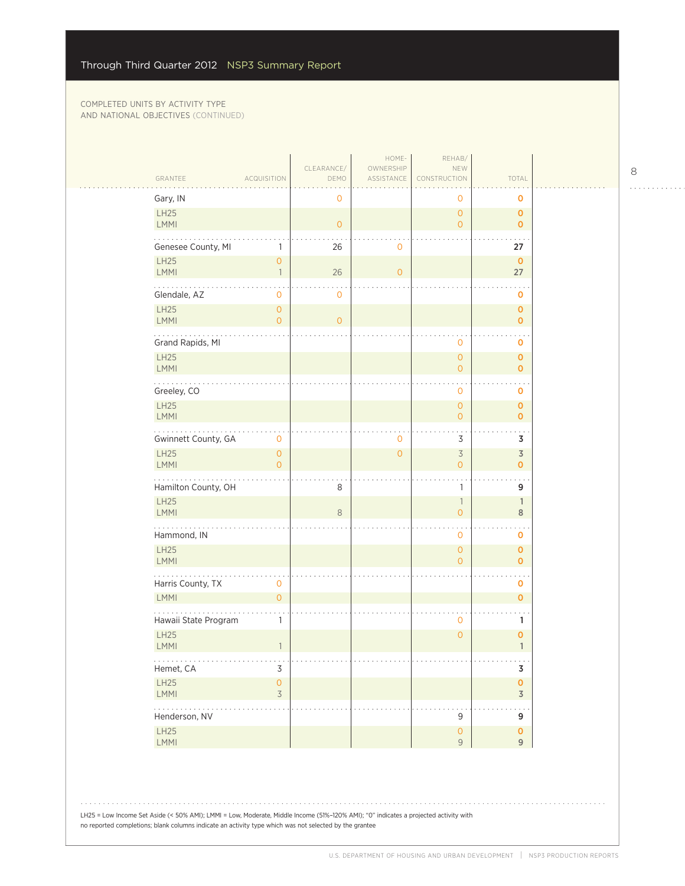COMPLETED UNITS BY ACTIVITY TYPE
AND NATIONAL OBJECTIVES (CONTINUED)

| GRANTEE | ACQUISITION | CLEARANCE/ DEMO | HOME-OWNERSHIP ASSISTANCE | REHAB/ NEW CONSTRUCTION | TOTAL |
|---|---|---|---|---|---|
| Gary, IN | | 0 | | 0 | 0 |
| LH25 | | | | 0 | 0 |
| LMMI | | 0 | | 0 | 0 |
| Genesee County, MI | 1 | 26 | 0 | | 27 |
| LH25 | 0 | | | | 0 |
| LMMI | 1 | 26 | 0 | | 27 |
| Glendale, AZ | 0 | 0 | | | 0 |
| LH25 | 0 | | | | 0 |
| LMMI | 0 | 0 | | | 0 |
| Grand Rapids, MI | | | | 0 | 0 |
| LH25 | | | | 0 | 0 |
| LMMI | | | | 0 | 0 |
| Greeley, CO | | | | 0 | 0 |
| LH25 | | | | 0 | 0 |
| LMMI | | | | 0 | 0 |
| Gwinnett County, GA | 0 | | 0 | 3 | 3 |
| LH25 | 0 | | 0 | 3 | 3 |
| LMMI | 0 | | | 0 | 0 |
| Hamilton County, OH | | 8 | | 1 | 9 |
| LH25 | | | | 1 | 1 |
| LMMI | | 8 | | 0 | 8 |
| Hammond, IN | | | | 0 | 0 |
| LH25 | | | | 0 | 0 |
| LMMI | | | | 0 | 0 |
| Harris County, TX | 0 | | | | 0 |
| LMMI | 0 | | | | 0 |
| Hawaii State Program | 1 | | | 0 | 1 |
| LH25 | | | | 0 | 0 |
| LMMI | 1 | | | | 1 |
| Hemet, CA | 3 | | | | 3 |
| LH25 | 0 | | | | 0 |
| LMMI | 3 | | | | 3 |
| Henderson, NV | | | | 9 | 9 |
| LH25 | | | | 0 | 0 |
| LMMI | | | | 9 | 9 |

LH25 = Low Income Set Aside (< 50% AMI); LMMI = Low, Moderate, Middle Income (51%–120% AMI); "0" indicates a projected activity with no reported completions; blank columns indicate an activity type which was not selected by the grantee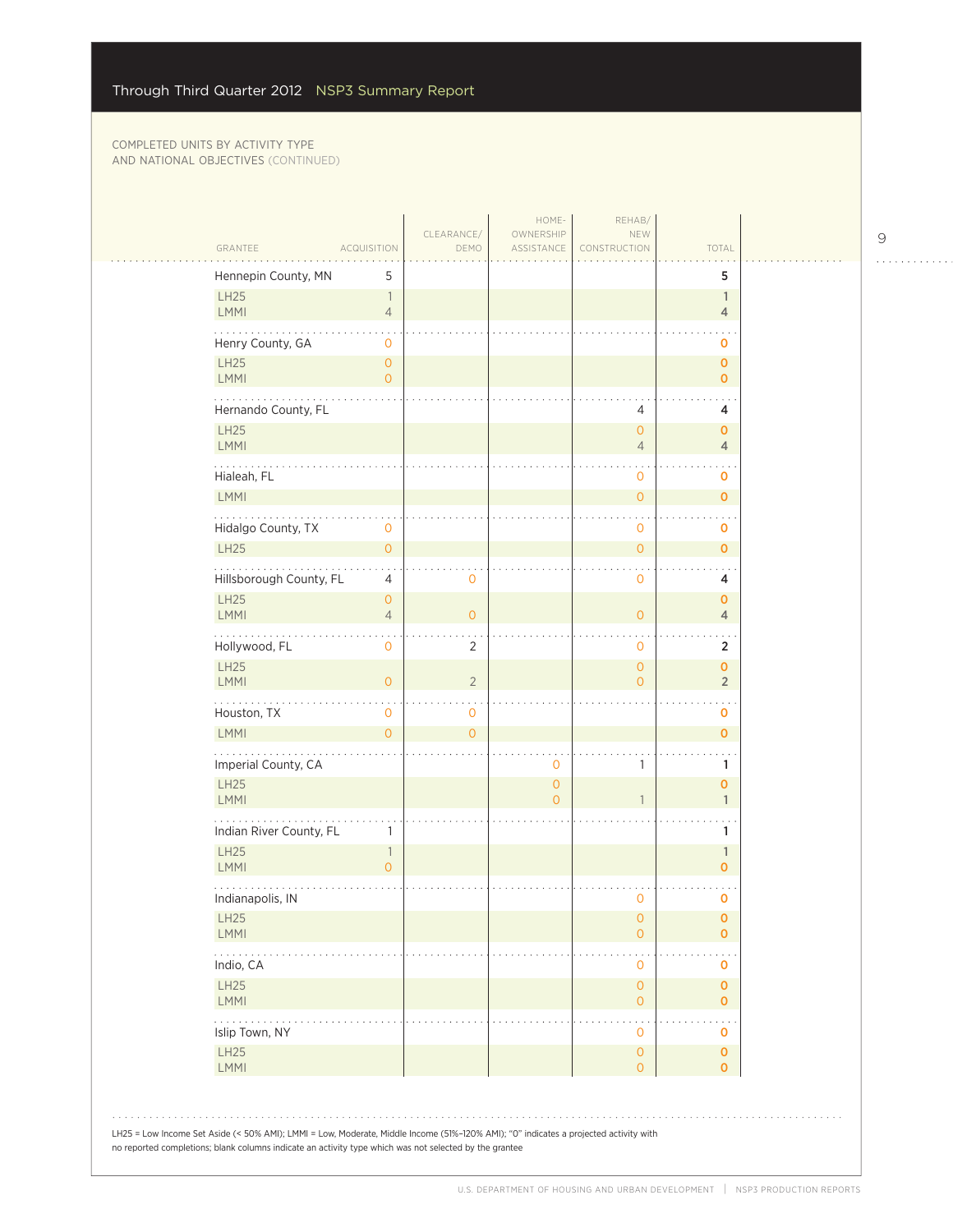COMPLETED UNITS BY ACTIVITY TYPE
AND NATIONAL OBJECTIVES (CONTINUED)

| GRANTEE | ACQUISITION | CLEARANCE/ DEMO | HOME-OWNERSHIP ASSISTANCE | REHAB/ NEW CONSTRUCTION | TOTAL |
|---|---|---|---|---|---|
| Hennepin County, MN | 5 | | | | 5 |
| LH25 | 1 | | | | 1 |
| LMMI | 4 | | | | 4 |
| Henry County, GA | 0 | | | | 0 |
| LH25 | 0 | | | | 0 |
| LMMI | 0 | | | | 0 |
| Hernando County, FL | | | | 4 | 4 |
| LH25 | | | | 0 | 0 |
| LMMI | | | | 4 | 4 |
| Hialeah, FL | | | | 0 | 0 |
| LMMI | | | | 0 | 0 |
| Hidalgo County, TX | 0 | | | 0 | 0 |
| LH25 | 0 | | | 0 | 0 |
| Hillsborough County, FL | 4 | 0 | | 0 | 4 |
| LH25 | 0 | | | | 0 |
| LMMI | 4 | 0 | | 0 | 4 |
| Hollywood, FL | 0 | 2 | | 0 | 2 |
| LH25 | | | | 0 | 0 |
| LMMI | 0 | 2 | | 0 | 2 |
| Houston, TX | 0 | 0 | | | 0 |
| LMMI | 0 | 0 | | | 0 |
| Imperial County, CA | | | 0 | 1 | 1 |
| LH25 | | | 0 | | 0 |
| LMMI | | | 0 | 1 | 1 |
| Indian River County, FL | 1 | | | | 1 |
| LH25 | 1 | | | | 1 |
| LMMI | 0 | | | | 0 |
| Indianapolis, IN | | | | 0 | 0 |
| LH25 | | | | 0 | 0 |
| LMMI | | | | 0 | 0 |
| Indio, CA | | | | 0 | 0 |
| LH25 | | | | 0 | 0 |
| LMMI | | | | 0 | 0 |
| Islip Town, NY | | | | 0 | 0 |
| LH25 | | | | 0 | 0 |
| LMMI | | | | 0 | 0 |

LH25 = Low Income Set Aside (< 50% AMI); LMMI = Low, Moderate, Middle Income (51%–120% AMI); "0" indicates a projected activity with no reported completions; blank columns indicate an activity type which was not selected by the grantee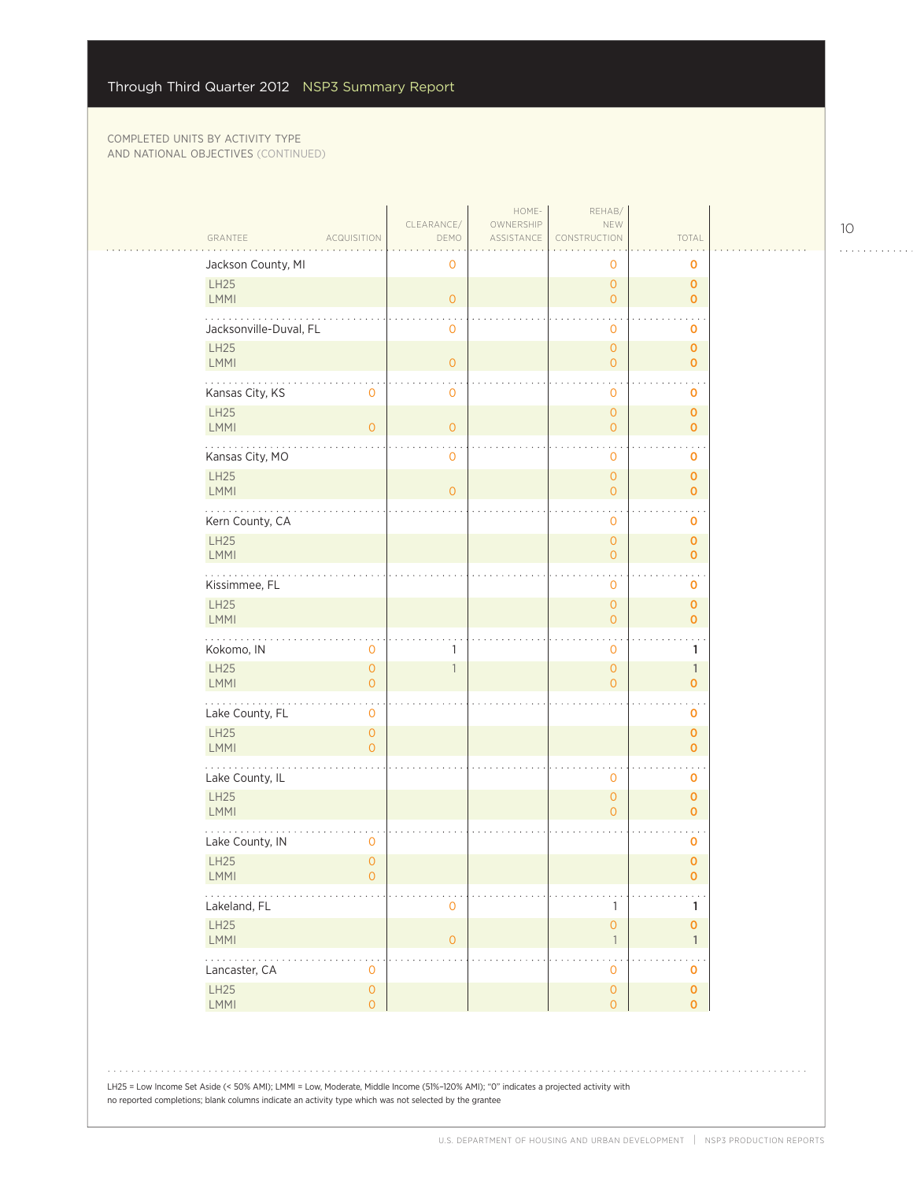COMPLETED UNITS BY ACTIVITY TYPE AND NATIONAL OBJECTIVES (CONTINUED)

| GRANTEE | ACQUISITION | CLEARANCE/ DEMO | HOME-OWNERSHIP ASSISTANCE | REHAB/ NEW CONSTRUCTION | TOTAL |
|---|---|---|---|---|---|
| Jackson County, MI | | 0 | | 0 | 0 |
| LH25 | | | | 0 | 0 |
| LMMI | | 0 | | 0 | 0 |
| Jacksonville-Duval, FL | | 0 | | 0 | 0 |
| LH25 | | | | 0 | 0 |
| LMMI | | 0 | | 0 | 0 |
| Kansas City, KS | 0 | 0 | | 0 | 0 |
| LH25 | | | | 0 | 0 |
| LMMI | 0 | 0 | | 0 | 0 |
| Kansas City, MO | | 0 | | 0 | 0 |
| LH25 | | | | 0 | 0 |
| LMMI | | 0 | | 0 | 0 |
| Kern County, CA | | | | 0 | 0 |
| LH25 | | | | 0 | 0 |
| LMMI | | | | 0 | 0 |
| Kissimmee, FL | | | | 0 | 0 |
| LH25 | | | | 0 | 0 |
| LMMI | | | | 0 | 0 |
| Kokomo, IN | 0 | 1 | | 0 | 1 |
| LH25 | 0 | 1 | | 0 | 1 |
| LMMI | 0 | | | 0 | 0 |
| Lake County, FL | 0 | | | | 0 |
| LH25 | 0 | | | | 0 |
| LMMI | 0 | | | | 0 |
| Lake County, IL | | | | 0 | 0 |
| LH25 | | | | 0 | 0 |
| LMMI | | | | 0 | 0 |
| Lake County, IN | 0 | | | | 0 |
| LH25 | 0 | | | | 0 |
| LMMI | 0 | | | | 0 |
| Lakeland, FL | | 0 | | 1 | 1 |
| LH25 | | | | 0 | 0 |
| LMMI | | 0 | | 1 | 1 |
| Lancaster, CA | 0 | | | 0 | 0 |
| LH25 | 0 | | | 0 | 0 |
| LMMI | 0 | | | 0 | 0 |

LH25 = Low Income Set Aside (< 50% AMI); LMMI = Low, Moderate, Middle Income (51%–120% AMI); "0" indicates a projected activity with no reported completions; blank columns indicate an activity type which was not selected by the grantee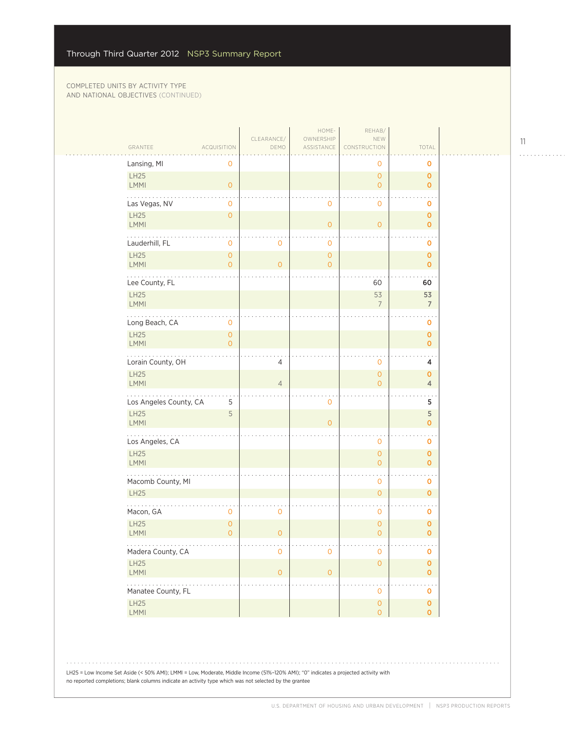COMPLETED UNITS BY ACTIVITY TYPE AND NATIONAL OBJECTIVES (CONTINUED)

| GRANTEE | ACQUISITION | CLEARANCE/ DEMO | HOME-OWNERSHIP ASSISTANCE | REHAB/ NEW CONSTRUCTION | TOTAL |
|---|---|---|---|---|---|
| Lansing, MI | 0 | | | 0 | 0 |
| LH25 | | | | 0 | 0 |
| LMMI | 0 | | | 0 | 0 |
| Las Vegas, NV | 0 | | 0 | 0 | 0 |
| LH25 | 0 | | | | 0 |
| LMMI | | | 0 | 0 | 0 |
| Lauderhill, FL | 0 | 0 | 0 | | 0 |
| LH25 | 0 | | 0 | | 0 |
| LMMI | 0 | 0 | 0 | | 0 |
| Lee County, FL | | | | 60 | 60 |
| LH25 | | | | 53 | 53 |
| LMMI | | | | 7 | 7 |
| Long Beach, CA | 0 | | | | 0 |
| LH25 | 0 | | | | 0 |
| LMMI | 0 | | | | 0 |
| Lorain County, OH | | 4 | | 0 | 4 |
| LH25 | | | | 0 | 0 |
| LMMI | | 4 | | 0 | 4 |
| Los Angeles County, CA | 5 | | 0 | | 5 |
| LH25 | 5 | | | | 5 |
| LMMI | | | 0 | | 0 |
| Los Angeles, CA | | | | 0 | 0 |
| LH25 | | | | 0 | 0 |
| LMMI | | | | 0 | 0 |
| Macomb County, MI | | | | 0 | 0 |
| LH25 | | | | 0 | 0 |
| Macon, GA | 0 | 0 | | 0 | 0 |
| LH25 | 0 | | | 0 | 0 |
| LMMI | 0 | 0 | | 0 | 0 |
| Madera County, CA | | 0 | 0 | 0 | 0 |
| LH25 | | | | 0 | 0 |
| LMMI | | 0 | 0 | | 0 |
| Manatee County, FL | | | | 0 | 0 |
| LH25 | | | | 0 | 0 |
| LMMI | | | | 0 | 0 |

LH25 = Low Income Set Aside (< 50% AMI); LMMI = Low, Moderate, Middle Income (51%–120% AMI); "0" indicates a projected activity with no reported completions; blank columns indicate an activity type which was not selected by the grantee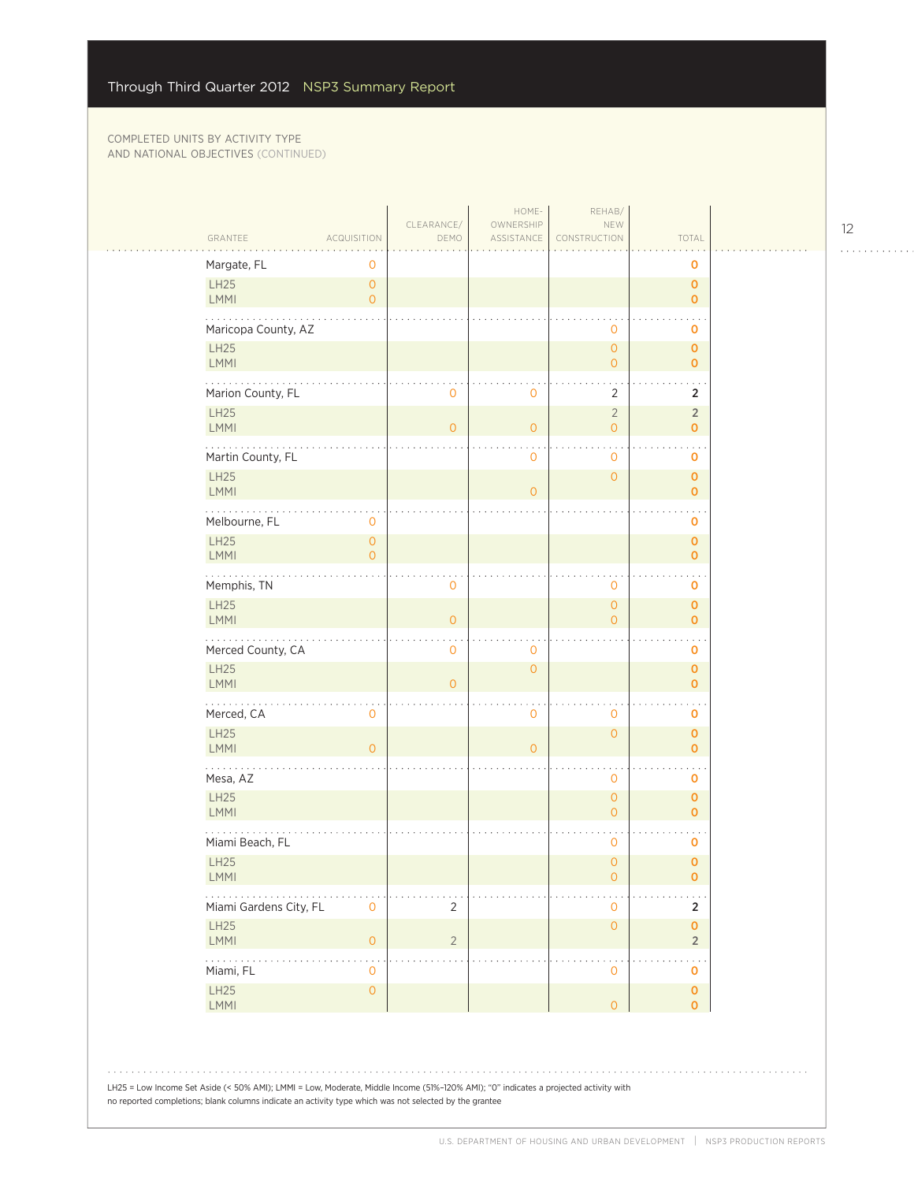COMPLETED UNITS BY ACTIVITY TYPE AND NATIONAL OBJECTIVES (CONTINUED)

| GRANTEE | ACQUISITION | CLEARANCE/ DEMO | HOME-OWNERSHIP ASSISTANCE | REHAB/ NEW CONSTRUCTION | TOTAL |
|---|---|---|---|---|---|
| **Margate, FL** | 0 | | | | 0 |
| LH25 | 0 | | | | 0 |
| LMMI | 0 | | | | 0 |
| **Maricopa County, AZ** | | | | 0 | 0 |
| LH25 | | | | 0 | 0 |
| LMMI | | | | 0 | 0 |
| **Marion County, FL** | | 0 | 0 | 2 | 2 |
| LH25 | | | | 2 | 2 |
| LMMI | | 0 | 0 | 0 | 0 |
| **Martin County, FL** | | | 0 | 0 | 0 |
| LH25 | | | | 0 | 0 |
| LMMI | | | 0 | | 0 |
| **Melbourne, FL** | 0 | | | | 0 |
| LH25 | 0 | | | | 0 |
| LMMI | 0 | | | | 0 |
| **Memphis, TN** | | 0 | | 0 | 0 |
| LH25 | | | | 0 | 0 |
| LMMI | | 0 | | 0 | 0 |
| **Merced County, CA** | | 0 | 0 | | 0 |
| LH25 | | | 0 | | 0 |
| LMMI | | 0 | | | 0 |
| **Merced, CA** | 0 | | 0 | 0 | 0 |
| LH25 | | | | 0 | 0 |
| LMMI | 0 | | 0 | | 0 |
| **Mesa, AZ** | | | | 0 | 0 |
| LH25 | | | | 0 | 0 |
| LMMI | | | | 0 | 0 |
| **Miami Beach, FL** | | | | 0 | 0 |
| LH25 | | | | 0 | 0 |
| LMMI | | | | 0 | 0 |
| **Miami Gardens City, FL** | 0 | 2 | | 0 | 2 |
| LH25 | | | | 0 | 0 |
| LMMI | 0 | 2 | | | 2 |
| **Miami, FL** | 0 | | | 0 | 0 |
| LH25 | 0 | | | | 0 |
| LMMI | | | | 0 | 0 |

LH25 = Low Income Set Aside (< 50% AMI); LMMI = Low, Moderate, Middle Income (51%–120% AMI); "0" indicates a projected activity with no reported completions; blank columns indicate an activity type which was not selected by the grantee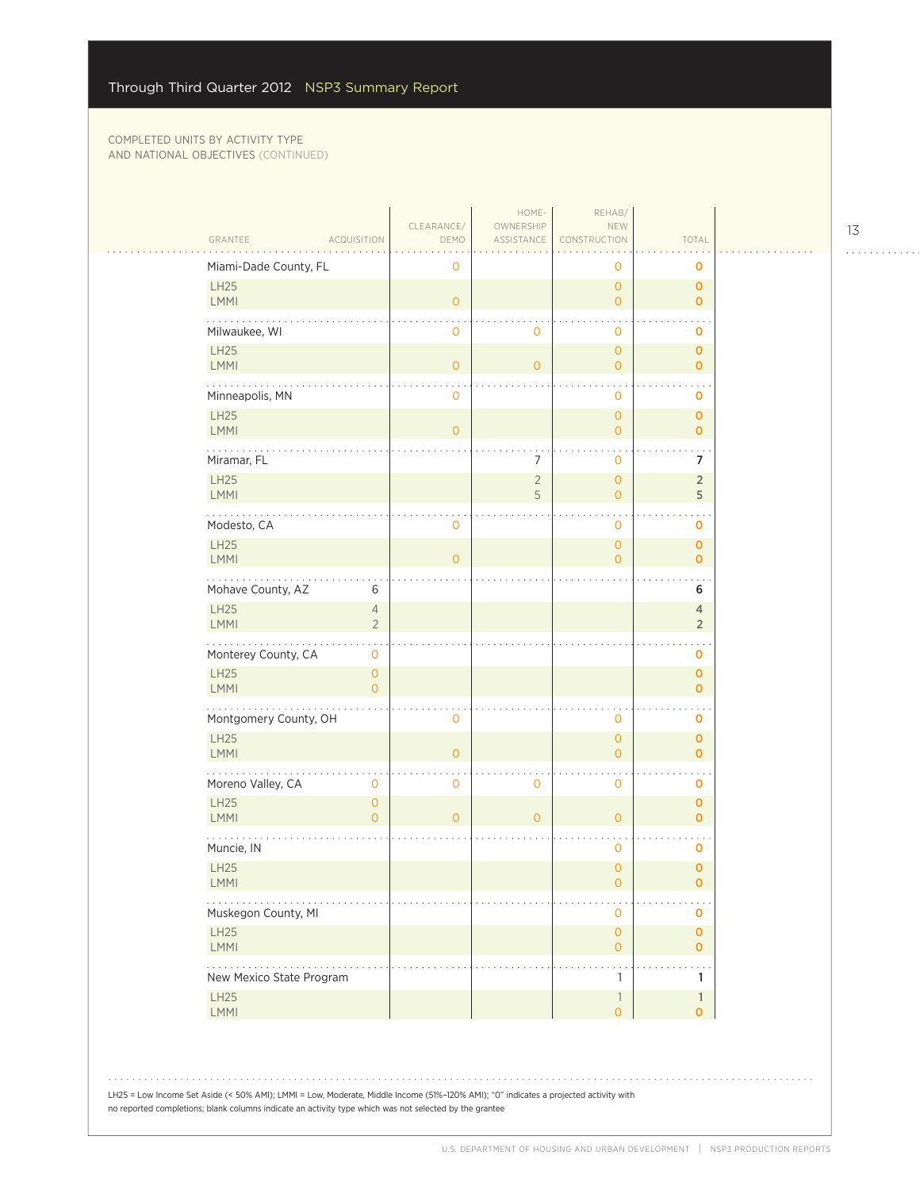COMPLETED UNITS BY ACTIVITY TYPE AND NATIONAL OBJECTIVES (CONTINUED)

| GRANTEE | ACQUISITION | CLEARANCE/ DEMO | HOME-OWNERSHIP ASSISTANCE | REHAB/ NEW CONSTRUCTION | TOTAL |
|---|---|---|---|---|---|
| **Miami-Dade County, FL** | | 0 | | 0 | 0 |
| LH25 | | | | 0 | 0 |
| LMMI | | 0 | | 0 | 0 |
| **Milwaukee, WI** | | 0 | 0 | 0 | 0 |
| LH25 | | | | 0 | 0 |
| LMMI | | 0 | 0 | 0 | 0 |
| **Minneapolis, MN** | | 0 | | 0 | 0 |
| LH25 | | | | 0 | 0 |
| LMMI | | 0 | | 0 | 0 |
| **Miramar, FL** | | | 7 | 0 | 7 |
| LH25 | | | 2 | 0 | 2 |
| LMMI | | | 5 | 0 | 5 |
| **Modesto, CA** | | 0 | | 0 | 0 |
| LH25 | | | | 0 | 0 |
| LMMI | | 0 | | 0 | 0 |
| **Mohave County, AZ** | 6 | | | | 6 |
| LH25 | 4 | | | | 4 |
| LMMI | 2 | | | | 2 |
| **Monterey County, CA** | 0 | | | | 0 |
| LH25 | 0 | | | | 0 |
| LMMI | 0 | | | | 0 |
| **Montgomery County, OH** | | 0 | | 0 | 0 |
| LH25 | | | | 0 | 0 |
| LMMI | | 0 | | 0 | 0 |
| **Moreno Valley, CA** | 0 | 0 | 0 | 0 | 0 |
| LH25 | 0 | | | | 0 |
| LMMI | 0 | 0 | 0 | 0 | 0 |
| **Muncie, IN** | | | | 0 | 0 |
| LH25 | | | | 0 | 0 |
| LMMI | | | | 0 | 0 |
| **Muskegon County, MI** | | | | 0 | 0 |
| LH25 | | | | 0 | 0 |
| LMMI | | | | 0 | 0 |
| **New Mexico State Program** | | | | 1 | 1 |
| LH25 | | | | 1 | 1 |
| LMMI | | | | 0 | 0 |

LH25 = Low Income Set Aside (< 50% AMI); LMMI = Low, Moderate, Middle Income (51%–120% AMI); "0" indicates a projected activity with no reported completions; blank columns indicate an activity type which was not selected by the grantee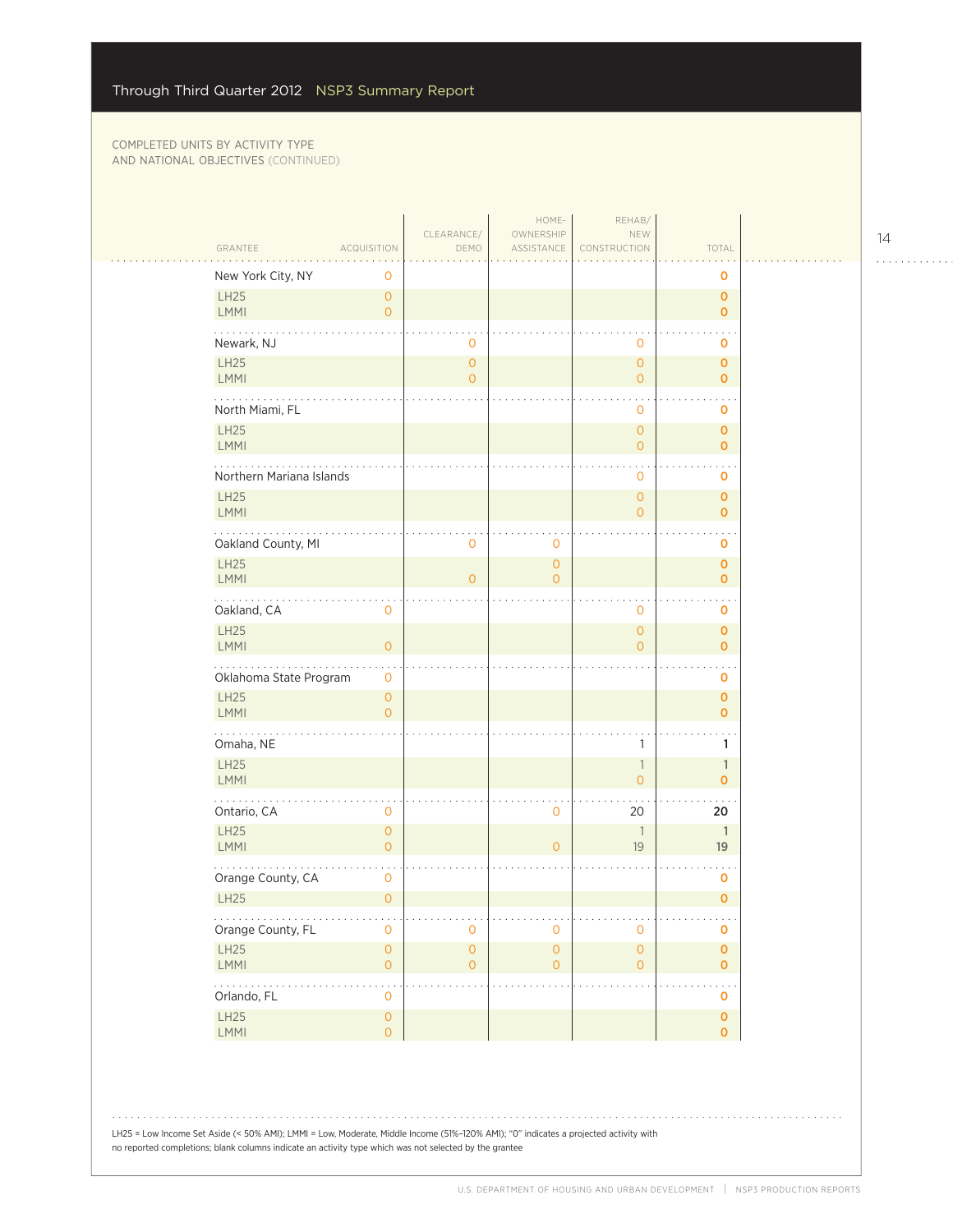COMPLETED UNITS BY ACTIVITY TYPE AND NATIONAL OBJECTIVES (CONTINUED)

| GRANTEE | ACQUISITION | CLEARANCE/ DEMO | HOME-OWNERSHIP ASSISTANCE | REHAB/ NEW CONSTRUCTION | TOTAL |
|---|---|---|---|---|---|
| New York City, NY | 0 | | | | 0 |
| LH25 | 0 | | | | 0 |
| LMMI | 0 | | | | 0 |
| Newark, NJ | | 0 | | 0 | 0 |
| LH25 | | 0 | | 0 | 0 |
| LMMI | | 0 | | 0 | 0 |
| North Miami, FL | | | | 0 | 0 |
| LH25 | | | | 0 | 0 |
| LMMI | | | | 0 | 0 |
| Northern Mariana Islands | | | | 0 | 0 |
| LH25 | | | | 0 | 0 |
| LMMI | | | | 0 | 0 |
| Oakland County, MI | | 0 | 0 | | 0 |
| LH25 | | | 0 | | 0 |
| LMMI | | 0 | 0 | | 0 |
| Oakland, CA | 0 | | | 0 | 0 |
| LH25 | | | | 0 | 0 |
| LMMI | 0 | | | 0 | 0 |
| Oklahoma State Program | 0 | | | | 0 |
| LH25 | 0 | | | | 0 |
| LMMI | 0 | | | | 0 |
| Omaha, NE | | | | 1 | 1 |
| LH25 | | | | 1 | 1 |
| LMMI | | | | 0 | 0 |
| Ontario, CA | 0 | | 0 | 20 | 20 |
| LH25 | 0 | | | 1 | 1 |
| LMMI | 0 | | 0 | 19 | 19 |
| Orange County, CA | 0 | | | | 0 |
| LH25 | 0 | | | | 0 |
| Orange County, FL | 0 | 0 | 0 | 0 | 0 |
| LH25 | 0 | 0 | 0 | 0 | 0 |
| LMMI | 0 | 0 | 0 | 0 | 0 |
| Orlando, FL | 0 | | | | 0 |
| LH25 | 0 | | | | 0 |
| LMMI | 0 | | | | 0 |

LH25 = Low Income Set Aside (< 50% AMI); LMMI = Low, Moderate, Middle Income (51%–120% AMI); "0" indicates a projected activity with no reported completions; blank columns indicate an activity type which was not selected by the grantee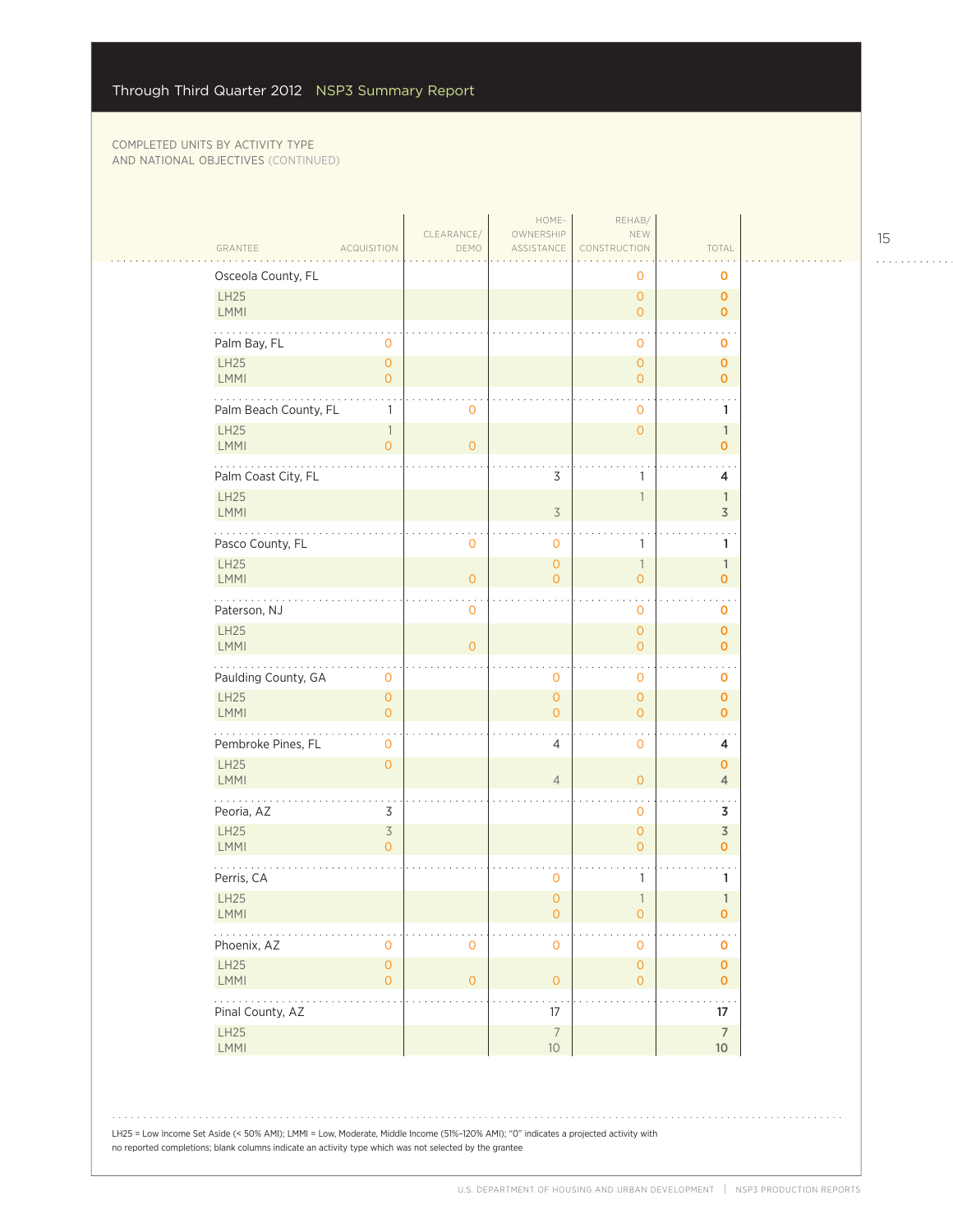COMPLETED UNITS BY ACTIVITY TYPE AND NATIONAL OBJECTIVES (CONTINUED)

| GRANTEE | ACQUISITION | CLEARANCE/ DEMO | HOME-OWNERSHIP ASSISTANCE | REHAB/ NEW CONSTRUCTION | TOTAL |
|---|---|---|---|---|---|
| Osceola County, FL | | | | 0 | 0 |
| LH25 | | | | 0 | 0 |
| LMMI | | | | 0 | 0 |
| Palm Bay, FL | 0 | | | 0 | 0 |
| LH25 | 0 | | | 0 | 0 |
| LMMI | 0 | | | 0 | 0 |
| Palm Beach County, FL | 1 | 0 | | 0 | 1 |
| LH25 | 1 | | | 0 | 1 |
| LMMI | 0 | 0 | | | 0 |
| Palm Coast City, FL | | | 3 | 1 | 4 |
| LH25 | | | | 1 | 1 |
| LMMI | | | 3 | | 3 |
| Pasco County, FL | | 0 | 0 | 1 | 1 |
| LH25 | | | 0 | 1 | 1 |
| LMMI | | 0 | 0 | 0 | 0 |
| Paterson, NJ | | 0 | | 0 | 0 |
| LH25 | | | | 0 | 0 |
| LMMI | | 0 | | 0 | 0 |
| Paulding County, GA | 0 | | 0 | 0 | 0 |
| LH25 | 0 | | 0 | 0 | 0 |
| LMMI | 0 | | 0 | 0 | 0 |
| Pembroke Pines, FL | 0 | | 4 | 0 | 4 |
| LH25 | 0 | | | | 0 |
| LMMI | | | 4 | 0 | 4 |
| Peoria, AZ | 3 | | | 0 | 3 |
| LH25 | 3 | | | 0 | 3 |
| LMMI | 0 | | | 0 | 0 |
| Perris, CA | | | 0 | 1 | 1 |
| LH25 | | | 0 | 1 | 1 |
| LMMI | | | 0 | 0 | 0 |
| Phoenix, AZ | 0 | 0 | 0 | 0 | 0 |
| LH25 | 0 | | | 0 | 0 |
| LMMI | 0 | 0 | 0 | 0 | 0 |
| Pinal County, AZ | | | 17 | | 17 |
| LH25 | | | 7 | | 7 |
| LMMI | | | 10 | | 10 |

LH25 = Low Income Set Aside (< 50% AMI); LMMI = Low, Moderate, Middle Income (51%–120% AMI); "0" indicates a projected activity with no reported completions; blank columns indicate an activity type which was not selected by the grantee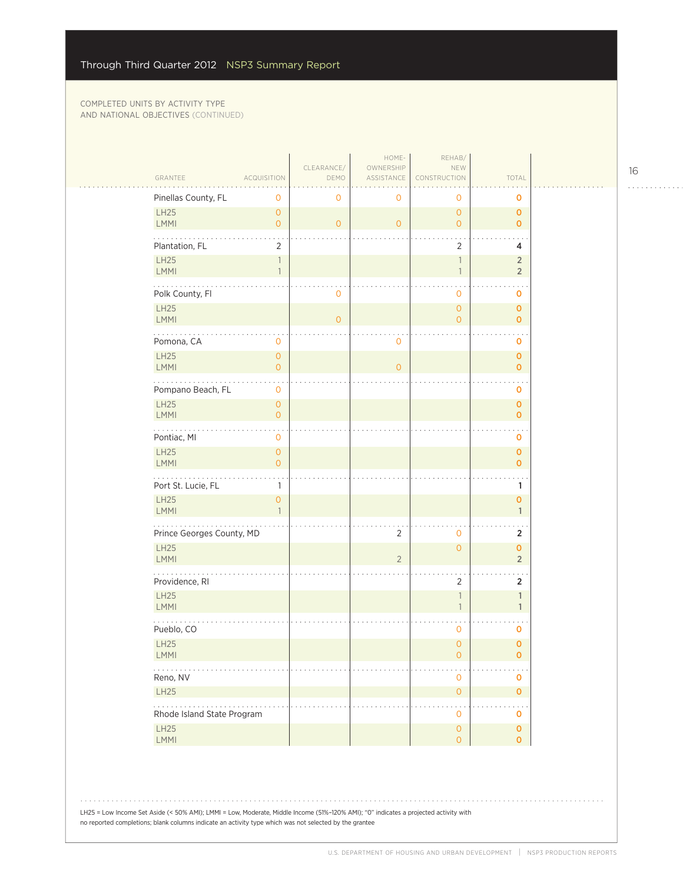COMPLETED UNITS BY ACTIVITY TYPE
AND NATIONAL OBJECTIVES (CONTINUED)

| GRANTEE | ACQUISITION | CLEARANCE/ DEMO | HOME-OWNERSHIP ASSISTANCE | REHAB/ NEW CONSTRUCTION | TOTAL |
|---|---|---|---|---|---|
| Pinellas County, FL | 0 | 0 | 0 | 0 | 0 |
| LH25 | 0 | | | 0 | 0 |
| LMMI | 0 | 0 | 0 | 0 | 0 |
| Plantation, FL | 2 | | | 2 | 4 |
| LH25 | 1 | | | 1 | 2 |
| LMMI | 1 | | | 1 | 2 |
| Polk County, Fl | | 0 | | 0 | 0 |
| LH25 | | | | 0 | 0 |
| LMMI | | 0 | | 0 | 0 |
| Pomona, CA | 0 | | 0 | | 0 |
| LH25 | 0 | | | | 0 |
| LMMI | 0 | | 0 | | 0 |
| Pompano Beach, FL | 0 | | | | 0 |
| LH25 | 0 | | | | 0 |
| LMMI | 0 | | | | 0 |
| Pontiac, MI | 0 | | | | 0 |
| LH25 | 0 | | | | 0 |
| LMMI | 0 | | | | 0 |
| Port St. Lucie, FL | 1 | | | | 1 |
| LH25 | 0 | | | | 0 |
| LMMI | 1 | | | | 1 |
| Prince Georges County, MD | | | 2 | 0 | 2 |
| LH25 | | | | 0 | 0 |
| LMMI | | | 2 | | 2 |
| Providence, RI | | | | 2 | 2 |
| LH25 | | | | 1 | 1 |
| LMMI | | | | 1 | 1 |
| Pueblo, CO | | | | 0 | 0 |
| LH25 | | | | 0 | 0 |
| LMMI | | | | 0 | 0 |
| Reno, NV | | | | 0 | 0 |
| LH25 | | | | 0 | 0 |
| Rhode Island State Program | | | | 0 | 0 |
| LH25 | | | | 0 | 0 |
| LMMI | | | | 0 | 0 |

LH25 = Low Income Set Aside (< 50% AMI); LMMI = Low, Moderate, Middle Income (51%–120% AMI); "0" indicates a projected activity with no reported completions; blank columns indicate an activity type which was not selected by the grantee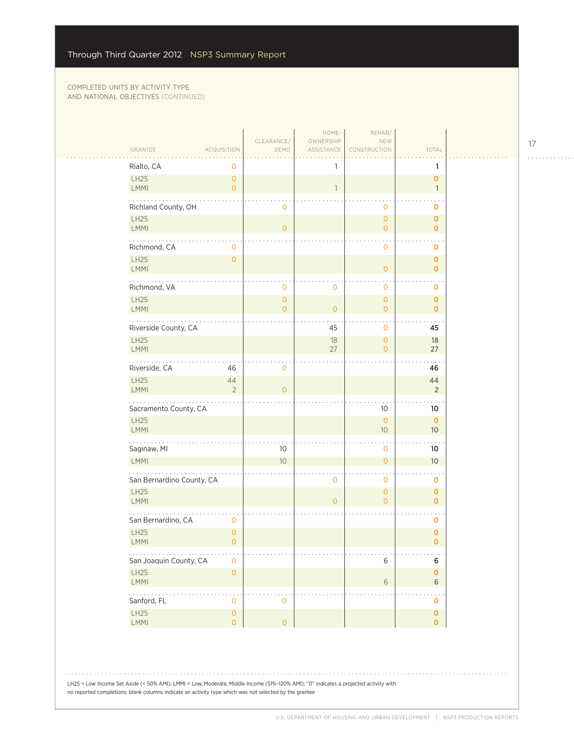COMPLETED UNITS BY ACTIVITY TYPE
AND NATIONAL OBJECTIVES (CONTINUED)

| GRANTEE | ACQUISITION | CLEARANCE/ DEMO | HOME-OWNERSHIP ASSISTANCE | REHAB/ NEW CONSTRUCTION | TOTAL |
|---|---|---|---|---|---|
| Rialto, CA | 0 | | 1 | | 1 |
| LH25 | 0 | | | | 0 |
| LMMI | 0 | | 1 | | 1 |
| Richland County, OH | | 0 | | 0 | 0 |
| LH25 | | | | 0 | 0 |
| LMMI | | 0 | | 0 | 0 |
| Richmond, CA | 0 | | | 0 | 0 |
| LH25 | 0 | | | | 0 |
| LMMI | | | | 0 | 0 |
| Richmond, VA | | 0 | 0 | 0 | 0 |
| LH25 | | 0 | | 0 | 0 |
| LMMI | | 0 | 0 | 0 | 0 |
| Riverside County, CA | | | 45 | 0 | 45 |
| LH25 | | | 18 | 0 | 18 |
| LMMI | | | 27 | 0 | 27 |
| Riverside, CA | 46 | 0 | | | 46 |
| LH25 | 44 | | | | 44 |
| LMMI | 2 | 0 | | | 2 |
| Sacramento County, CA | | | | 10 | 10 |
| LH25 | | | | 0 | 0 |
| LMMI | | | | 10 | 10 |
| Saginaw, MI | | 10 | | 0 | 10 |
| LMMI | | 10 | | 0 | 10 |
| San Bernardino County, CA | | | 0 | 0 | 0 |
| LH25 | | | | 0 | 0 |
| LMMI | | | 0 | 0 | 0 |
| San Bernardino, CA | 0 | | | | 0 |
| LH25 | 0 | | | | 0 |
| LMMI | 0 | | | | 0 |
| San Joaquin County, CA | 0 | | | 6 | 6 |
| LH25 | 0 | | | | 0 |
| LMMI | | | | 6 | 6 |
| Sanford, FL | 0 | 0 | | | 0 |
| LH25 | 0 | | | | 0 |
| LMMI | 0 | 0 | | | 0 |

LH25 = Low Income Set Aside (< 50% AMI); LMMI = Low, Moderate, Middle Income (51%–120% AMI); "0" indicates a projected activity with no reported completions; blank columns indicate an activity type which was not selected by the grantee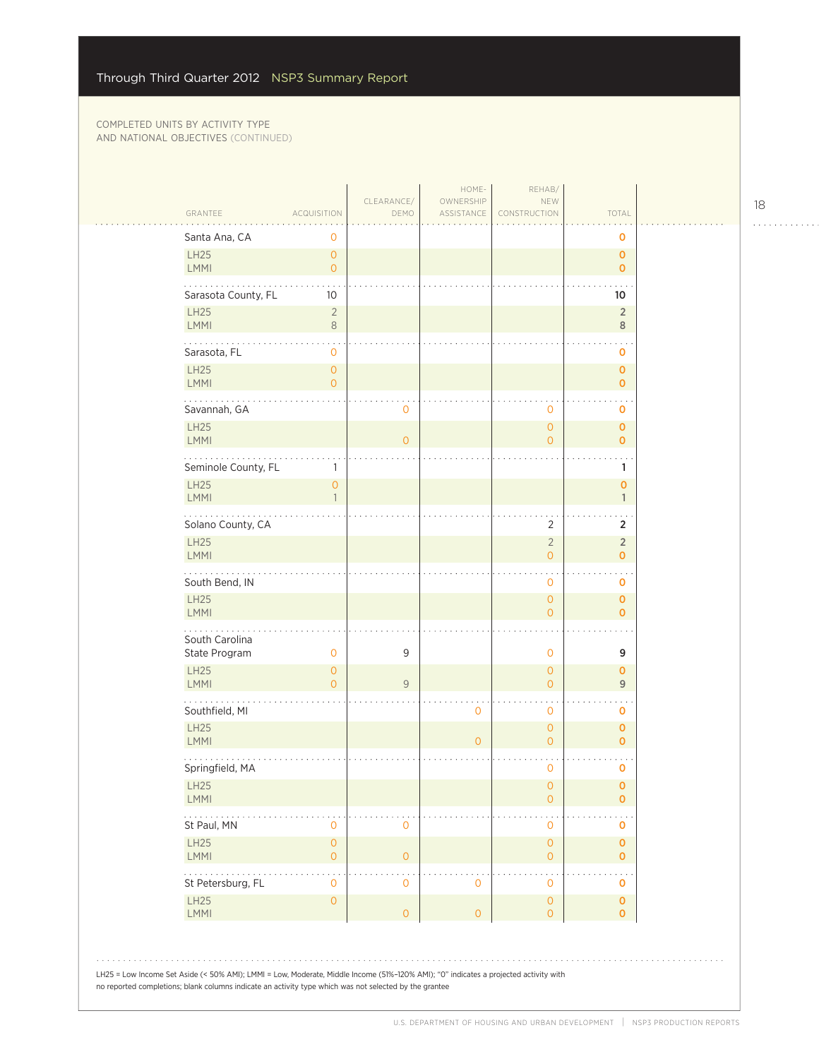COMPLETED UNITS BY ACTIVITY TYPE AND NATIONAL OBJECTIVES (CONTINUED)

| GRANTEE | ACQUISITION | CLEARANCE/ DEMO | HOME-OWNERSHIP ASSISTANCE | REHAB/ NEW CONSTRUCTION | TOTAL |
|---|---|---|---|---|---|
| Santa Ana, CA | 0 | | | | 0 |
| LH25 | 0 | | | | 0 |
| LMMI | 0 | | | | 0 |
| Sarasota County, FL | 10 | | | | 10 |
| LH25 | 2 | | | | 2 |
| LMMI | 8 | | | | 8 |
| Sarasota, FL | 0 | | | | 0 |
| LH25 | 0 | | | | 0 |
| LMMI | 0 | | | | 0 |
| Savannah, GA | | 0 | | 0 | 0 |
| LH25 | | | | 0 | 0 |
| LMMI | | 0 | | 0 | 0 |
| Seminole County, FL | 1 | | | | 1 |
| LH25 | 0 | | | | 0 |
| LMMI | 1 | | | | 1 |
| Solano County, CA | | | | 2 | 2 |
| LH25 | | | | 2 | 2 |
| LMMI | | | | 0 | 0 |
| South Bend, IN | | | | 0 | 0 |
| LH25 | | | | 0 | 0 |
| LMMI | | | | 0 | 0 |
| South Carolina State Program | 0 | 9 | | 0 | 9 |
| LH25 | 0 | | | 0 | 0 |
| LMMI | 0 | 9 | | 0 | 9 |
| Southfield, MI | | | 0 | 0 | 0 |
| LH25 | | | | 0 | 0 |
| LMMI | | | 0 | 0 | 0 |
| Springfield, MA | | | | 0 | 0 |
| LH25 | | | | 0 | 0 |
| LMMI | | | | 0 | 0 |
| St Paul, MN | 0 | 0 | | 0 | 0 |
| LH25 | 0 | | | 0 | 0 |
| LMMI | 0 | 0 | | 0 | 0 |
| St Petersburg, FL | 0 | 0 | 0 | 0 | 0 |
| LH25 | 0 | | | 0 | 0 |
| LMMI | | 0 | 0 | 0 | 0 |

LH25 = Low Income Set Aside (< 50% AMI); LMMI = Low, Moderate, Middle Income (51%–120% AMI); "0" indicates a projected activity with no reported completions; blank columns indicate an activity type which was not selected by the grantee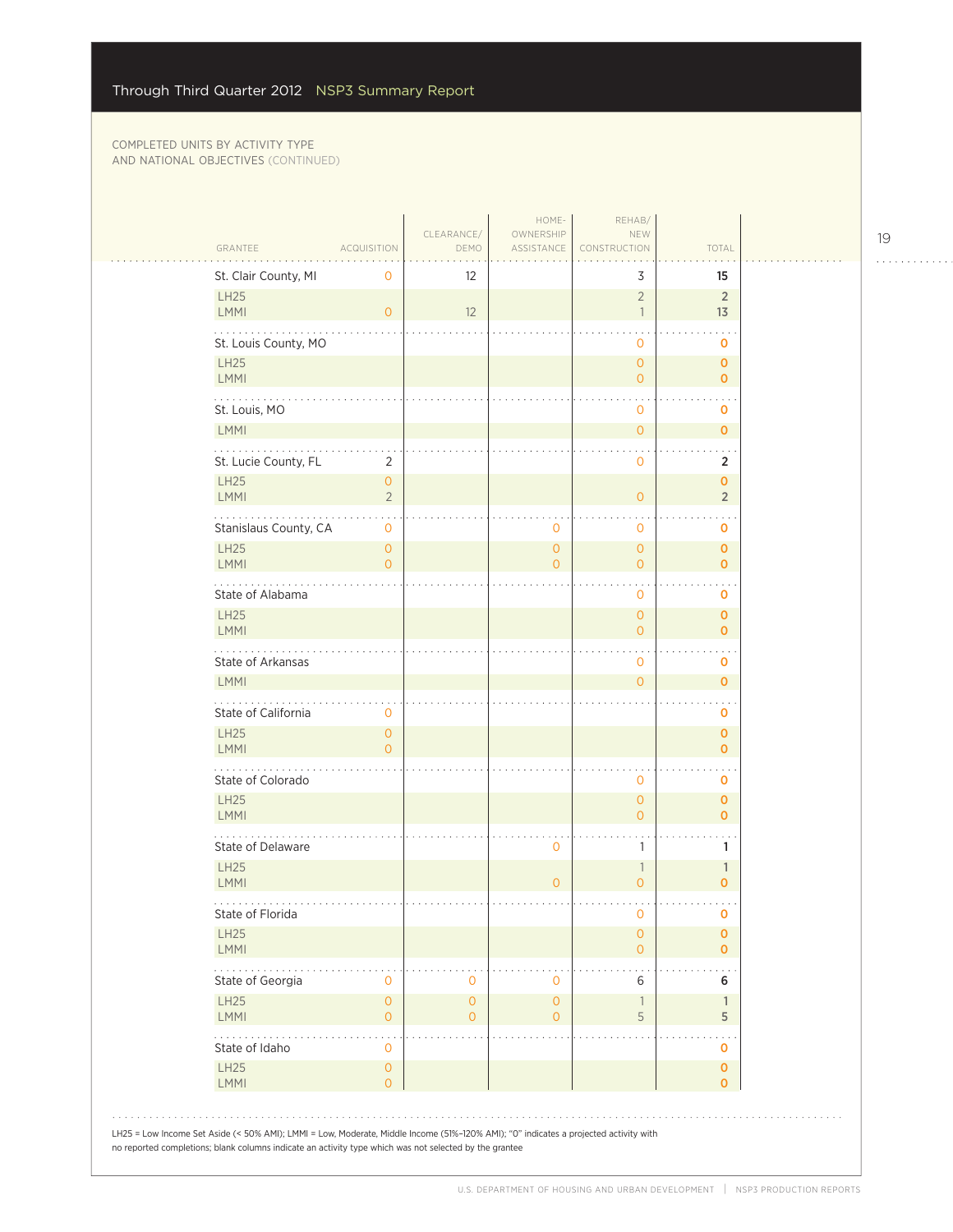COMPLETED UNITS BY ACTIVITY TYPE AND NATIONAL OBJECTIVES (CONTINUED)

| GRANTEE | ACQUISITION | CLEARANCE/ DEMO | HOME-OWNERSHIP ASSISTANCE | REHAB/ NEW CONSTRUCTION | TOTAL |
|---|---|---|---|---|---|
| St. Clair County, MI | 0 | 12 | | 3 | 15 |
| LH25 | | | | 2 | 2 |
| LMMI | 0 | 12 | | 1 | 13 |
| St. Louis County, MO | | | | 0 | 0 |
| LH25 | | | | 0 | 0 |
| LMMI | | | | 0 | 0 |
| St. Louis, MO | | | | 0 | 0 |
| LMMI | | | | 0 | 0 |
| St. Lucie County, FL | 2 | | | 0 | 2 |
| LH25 | 0 | | | | 0 |
| LMMI | 2 | | | 0 | 2 |
| Stanislaus County, CA | 0 | | 0 | 0 | 0 |
| LH25 | 0 | | 0 | 0 | 0 |
| LMMI | 0 | | 0 | 0 | 0 |
| State of Alabama | | | | 0 | 0 |
| LH25 | | | | 0 | 0 |
| LMMI | | | | 0 | 0 |
| State of Arkansas | | | | 0 | 0 |
| LMMI | | | | 0 | 0 |
| State of California | 0 | | | | 0 |
| LH25 | 0 | | | | 0 |
| LMMI | 0 | | | | 0 |
| State of Colorado | | | | 0 | 0 |
| LH25 | | | | 0 | 0 |
| LMMI | | | | 0 | 0 |
| State of Delaware | | | 0 | 1 | 1 |
| LH25 | | | | 1 | 1 |
| LMMI | | | 0 | 0 | 0 |
| State of Florida | | | | 0 | 0 |
| LH25 | | | | 0 | 0 |
| LMMI | | | | 0 | 0 |
| State of Georgia | 0 | 0 | 0 | 6 | 6 |
| LH25 | 0 | 0 | 0 | 1 | 1 |
| LMMI | 0 | 0 | 0 | 5 | 5 |
| State of Idaho | 0 | | | | 0 |
| LH25 | 0 | | | | 0 |
| LMMI | 0 | | | | 0 |

LH25 = Low Income Set Aside (< 50% AMI); LMMI = Low, Moderate, Middle Income (51%–120% AMI); "0" indicates a projected activity with no reported completions; blank columns indicate an activity type which was not selected by the grantee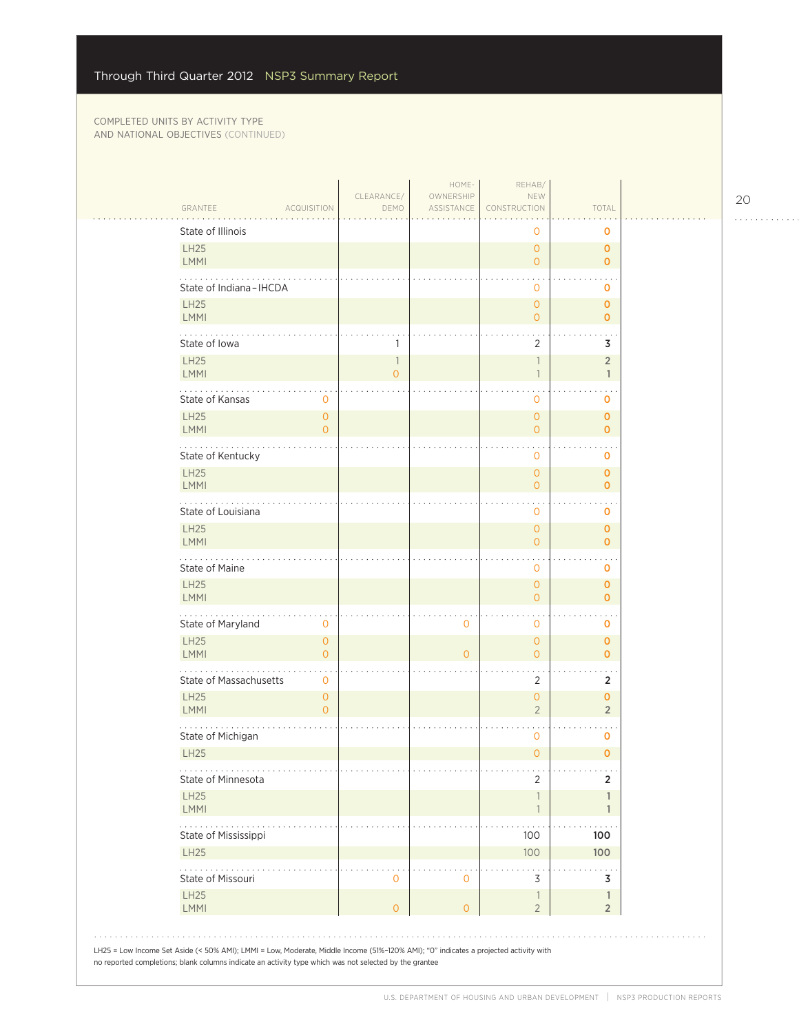Through Third Quarter 2012 NSP3 Summary Report

COMPLETED UNITS BY ACTIVITY TYPE AND NATIONAL OBJECTIVES (CONTINUED)

| GRANTEE | ACQUISITION | CLEARANCE/ DEMO | HOME-OWNERSHIP ASSISTANCE | REHAB/ NEW CONSTRUCTION | TOTAL |
|---|---|---|---|---|---|
| State of Illinois | | | | 0 | 0 |
| LH25 | | | | 0 | 0 |
| LMMI | | | | 0 | 0 |
| State of Indiana–IHCDA | | | | 0 | 0 |
| LH25 | | | | 0 | 0 |
| LMMI | | | | 0 | 0 |
| State of Iowa | | 1 | | 2 | 3 |
| LH25 | | 1 | | 1 | 2 |
| LMMI | | 0 | | 1 | 1 |
| State of Kansas | 0 | | | 0 | 0 |
| LH25 | 0 | | | 0 | 0 |
| LMMI | 0 | | | 0 | 0 |
| State of Kentucky | | | | 0 | 0 |
| LH25 | | | | 0 | 0 |
| LMMI | | | | 0 | 0 |
| State of Louisiana | | | | 0 | 0 |
| LH25 | | | | 0 | 0 |
| LMMI | | | | 0 | 0 |
| State of Maine | | | | 0 | 0 |
| LH25 | | | | 0 | 0 |
| LMMI | | | | 0 | 0 |
| State of Maryland | 0 | | 0 | 0 | 0 |
| LH25 | 0 | | | 0 | 0 |
| LMMI | 0 | | 0 | 0 | 0 |
| State of Massachusetts | 0 | | | 2 | 2 |
| LH25 | 0 | | | 0 | 0 |
| LMMI | 0 | | | 2 | 2 |
| State of Michigan | | | | 0 | 0 |
| LH25 | | | | 0 | 0 |
| State of Minnesota | | | | 2 | 2 |
| LH25 | | | | 1 | 1 |
| LMMI | | | | 1 | 1 |
| State of Mississippi | | | | 100 | 100 |
| LH25 | | | | 100 | 100 |
| State of Missouri | | 0 | 0 | 3 | 3 |
| LH25 | | | | 1 | 1 |
| LMMI | | 0 | 0 | 2 | 2 |

LH25 = Low Income Set Aside (< 50% AMI); LMMI = Low, Moderate, Middle Income (51%–120% AMI); "0" indicates a projected activity with no reported completions; blank columns indicate an activity type which was not selected by the grantee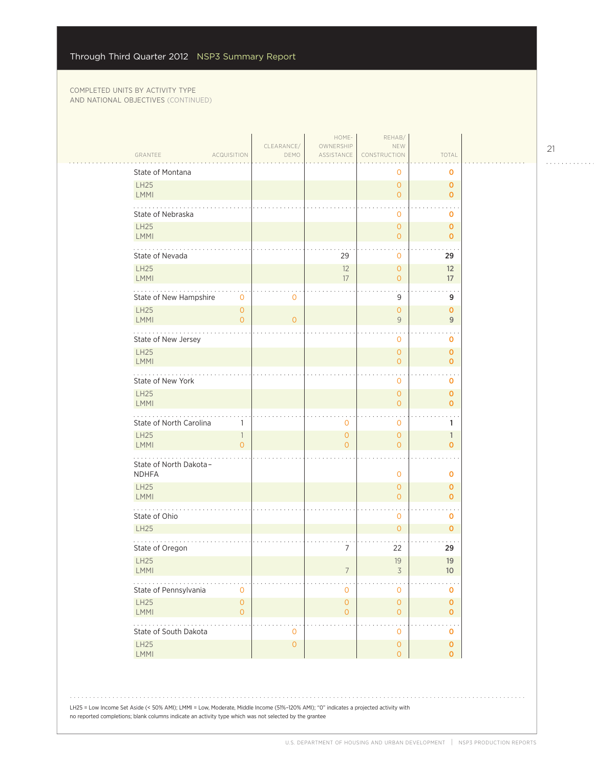COMPLETED UNITS BY ACTIVITY TYPE AND NATIONAL OBJECTIVES (CONTINUED)

| GRANTEE | ACQUISITION | CLEARANCE/ DEMO | HOME-OWNERSHIP ASSISTANCE | REHAB/ NEW CONSTRUCTION | TOTAL |
|---|---|---|---|---|---|
| State of Montana | | | | 0 | 0 |
| LH25 | | | | 0 | 0 |
| LMMI | | | | 0 | 0 |
| State of Nebraska | | | | 0 | 0 |
| LH25 | | | | 0 | 0 |
| LMMI | | | | 0 | 0 |
| State of Nevada | | | 29 | 0 | 29 |
| LH25 | | | 12 | 0 | 12 |
| LMMI | | | 17 | 0 | 17 |
| State of New Hampshire | 0 | 0 | | 9 | 9 |
| LH25 | 0 | | | 0 | 0 |
| LMMI | 0 | 0 | | 9 | 9 |
| State of New Jersey | | | | 0 | 0 |
| LH25 | | | | 0 | 0 |
| LMMI | | | | 0 | 0 |
| State of New York | | | | 0 | 0 |
| LH25 | | | | 0 | 0 |
| LMMI | | | | 0 | 0 |
| State of North Carolina | 1 | | 0 | 0 | 1 |
| LH25 | 1 | | 0 | 0 | 1 |
| LMMI | 0 | | 0 | 0 | 0 |
| State of North Dakota–NDHFA | | | | 0 | 0 |
| LH25 | | | | 0 | 0 |
| LMMI | | | | 0 | 0 |
| State of Ohio | | | | 0 | 0 |
| LH25 | | | | 0 | 0 |
| State of Oregon | | | 7 | 22 | 29 |
| LH25 | | | | 19 | 19 |
| LMMI | | | 7 | 3 | 10 |
| State of Pennsylvania | 0 | | 0 | 0 | 0 |
| LH25 | 0 | | 0 | 0 | 0 |
| LMMI | 0 | | 0 | 0 | 0 |
| State of South Dakota | | 0 | | 0 | 0 |
| LH25 | | 0 | | 0 | 0 |
| LMMI | | | | 0 | 0 |

LH25 = Low Income Set Aside (< 50% AMI); LMMI = Low, Moderate, Middle Income (51%–120% AMI); "0" indicates a projected activity with no reported completions; blank columns indicate an activity type which was not selected by the grantee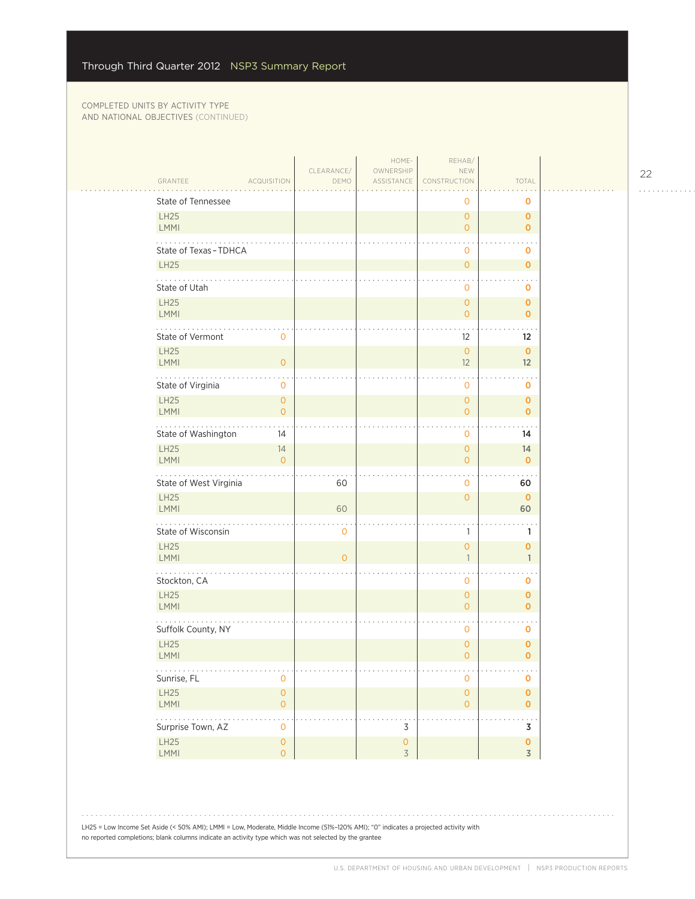COMPLETED UNITS BY ACTIVITY TYPE AND NATIONAL OBJECTIVES (CONTINUED)

| GRANTEE | ACQUISITION | CLEARANCE/DEMO | HOMEOWNERSHIP ASSISTANCE | REHAB/NEW CONSTRUCTION | TOTAL |
|---|---|---|---|---|---|
| State of Tennessee | | | | 0 | 0 |
| LH25 | | | | 0 | 0 |
| LMMI | | | | 0 | 0 |
| State of Texas – TDHCA | | | | 0 | 0 |
| LH25 | | | | 0 | 0 |
| State of Utah | | | | 0 | 0 |
| LH25 | | | | 0 | 0 |
| LMMI | | | | 0 | 0 |
| State of Vermont | 0 | | | 12 | 12 |
| LH25 | | | | 0 | 0 |
| LMMI | 0 | | | 12 | 12 |
| State of Virginia | 0 | | | 0 | 0 |
| LH25 | 0 | | | 0 | 0 |
| LMMI | 0 | | | 0 | 0 |
| State of Washington | 14 | | | 0 | 14 |
| LH25 | 14 | | | 0 | 14 |
| LMMI | 0 | | | 0 | 0 |
| State of West Virginia | | 60 | | 0 | 60 |
| LH25 | | | | 0 | 0 |
| LMMI | | 60 | | | 60 |
| State of Wisconsin | | 0 | | 1 | 1 |
| LH25 | | | | 0 | 0 |
| LMMI | | 0 | | 1 | 1 |
| Stockton, CA | | | | 0 | 0 |
| LH25 | | | | 0 | 0 |
| LMMI | | | | 0 | 0 |
| Suffolk County, NY | | | | 0 | 0 |
| LH25 | | | | 0 | 0 |
| LMMI | | | | 0 | 0 |
| Sunrise, FL | 0 | | | 0 | 0 |
| LH25 | 0 | | | 0 | 0 |
| LMMI | 0 | | | 0 | 0 |
| Surprise Town, AZ | 0 | | 3 | | 3 |
| LH25 | 0 | | 0 | | 0 |
| LMMI | 0 | | 3 | | 3 |

LH25 = Low Income Set Aside (< 50% AMI); LMMI = Low, Moderate, Middle Income (51%–120% AMI); "0" indicates a projected activity with no reported completions; blank columns indicate an activity type which was not selected by the grantee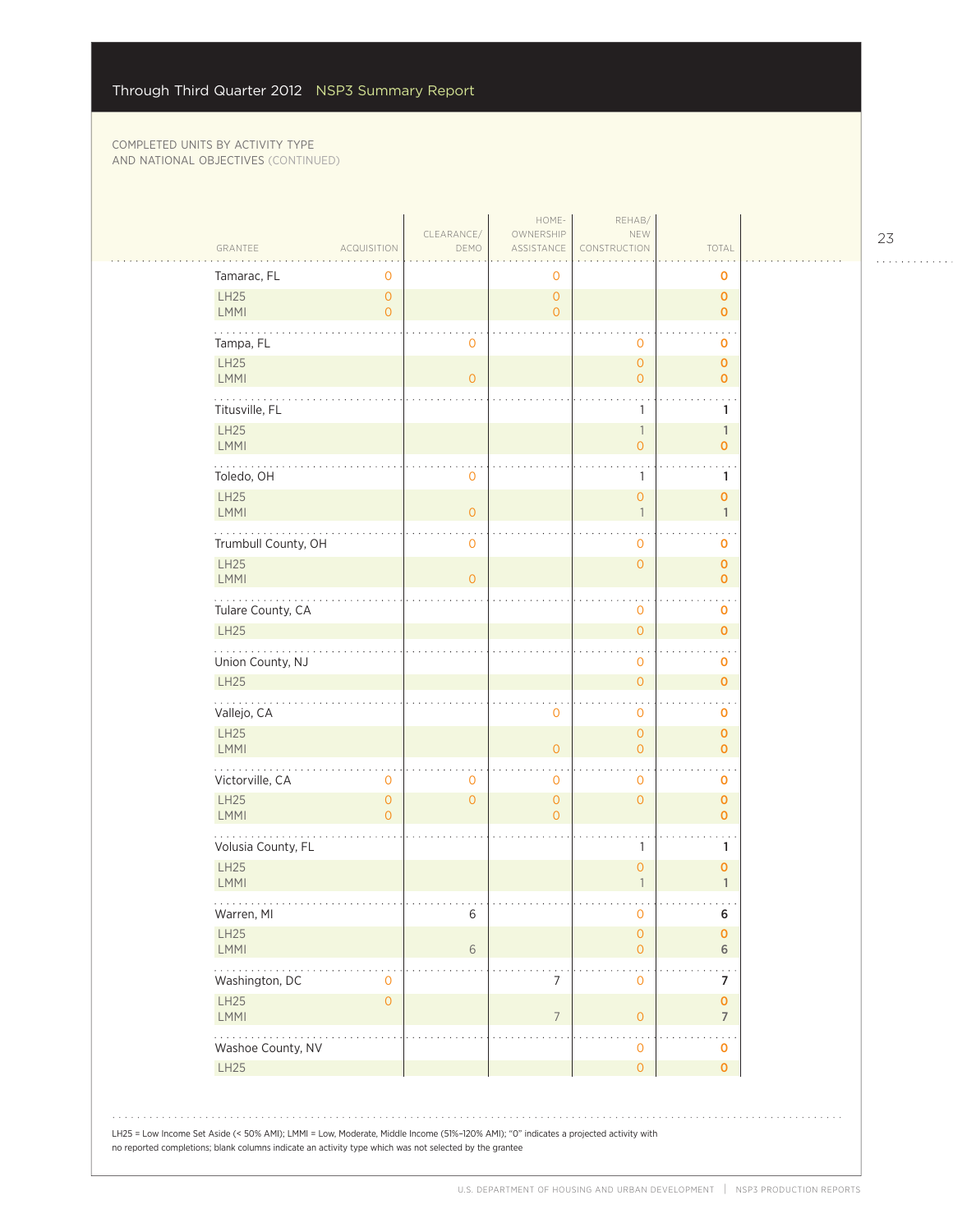COMPLETED UNITS BY ACTIVITY TYPE AND NATIONAL OBJECTIVES (CONTINUED)

| GRANTEE | ACQUISITION | CLEARANCE/ DEMO | HOME-OWNERSHIP ASSISTANCE | REHAB/ NEW CONSTRUCTION | TOTAL |
|---|---|---|---|---|---|
| Tamarac, FL | 0 | | 0 | | 0 |
| LH25 | 0 | | 0 | | 0 |
| LMMI | 0 | | 0 | | 0 |
| Tampa, FL | | 0 | | 0 | 0 |
| LH25 | | | | 0 | 0 |
| LMMI | | 0 | | 0 | 0 |
| Titusville, FL | | | | 1 | 1 |
| LH25 | | | | 1 | 1 |
| LMMI | | | | 0 | 0 |
| Toledo, OH | | 0 | | 1 | 1 |
| LH25 | | | | 0 | 0 |
| LMMI | | 0 | | 1 | 1 |
| Trumbull County, OH | | 0 | | 0 | 0 |
| LH25 | | | | 0 | 0 |
| LMMI | | 0 | | | 0 |
| Tulare County, CA | | | | 0 | 0 |
| LH25 | | | | 0 | 0 |
| Union County, NJ | | | | 0 | 0 |
| LH25 | | | | 0 | 0 |
| Vallejo, CA | | | 0 | 0 | 0 |
| LH25 | | | | 0 | 0 |
| LMMI | | | 0 | 0 | 0 |
| Victorville, CA | 0 | 0 | 0 | 0 | 0 |
| LH25 | 0 | 0 | 0 | 0 | 0 |
| LMMI | 0 | | 0 | | 0 |
| Volusia County, FL | | | | 1 | 1 |
| LH25 | | | | 0 | 0 |
| LMMI | | | | 1 | 1 |
| Warren, MI | | 6 | | 0 | 6 |
| LH25 | | | | 0 | 0 |
| LMMI | | 6 | | 0 | 6 |
| Washington, DC | 0 | | 7 | 0 | 7 |
| LH25 | 0 | | | | 0 |
| LMMI | | | 7 | 0 | 7 |
| Washoe County, NV | | | | 0 | 0 |
| LH25 | | | | 0 | 0 |

LH25 = Low Income Set Aside (< 50% AMI); LMMI = Low, Moderate, Middle Income (51%–120% AMI); "0" indicates a projected activity with no reported completions; blank columns indicate an activity type which was not selected by the grantee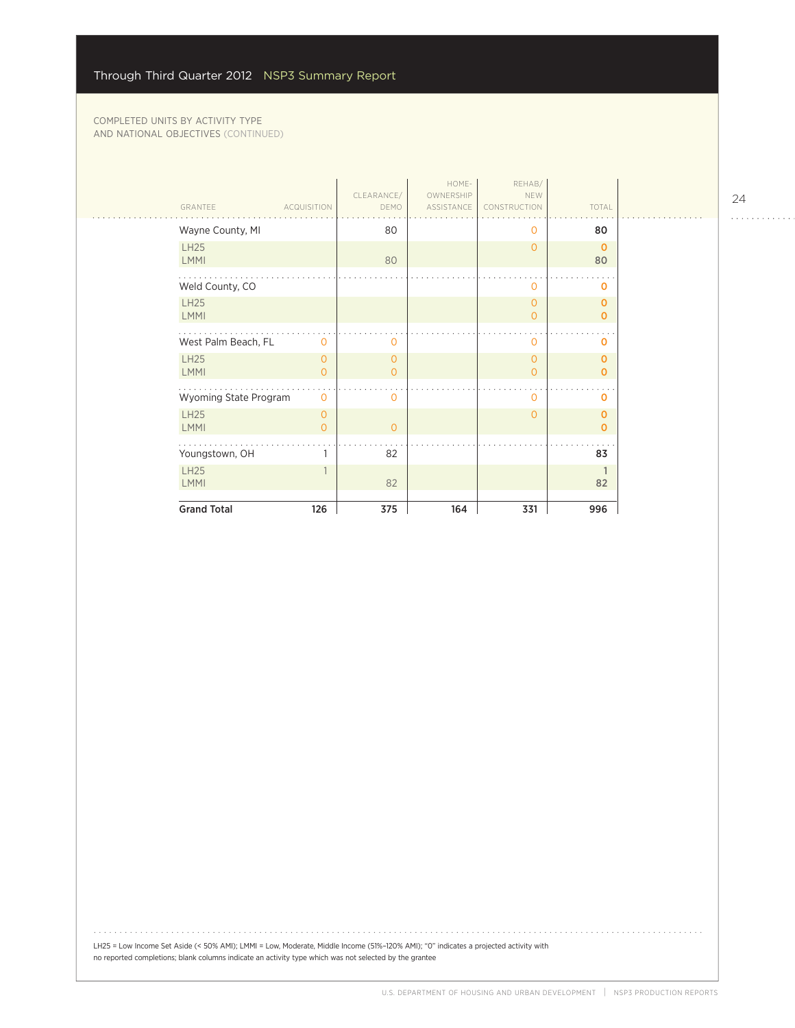COMPLETED UNITS BY ACTIVITY TYPE
AND NATIONAL OBJECTIVES (CONTINUED)

| GRANTEE | ACQUISITION | CLEARANCE/ DEMO | HOME-OWNERSHIP ASSISTANCE | REHAB/ NEW CONSTRUCTION | TOTAL |
|---|---|---|---|---|---|
| Wayne County, MI | | 80 | | 0 | **80** |
| LH25 | | | | 0 | **0** |
| LMMI | | 80 | | | **80** |
| Weld County, CO | | | | 0 | **0** |
| LH25 | | | | 0 | **0** |
| LMMI | | | | 0 | **0** |
| West Palm Beach, FL | 0 | 0 | | 0 | **0** |
| LH25 | 0 | 0 | | 0 | **0** |
| LMMI | 0 | 0 | | 0 | **0** |
| Wyoming State Program | 0 | 0 | | 0 | **0** |
| LH25 | 0 | | | 0 | **0** |
| LMMI | 0 | 0 | | | **0** |
| Youngstown, OH | 1 | 82 | | | **83** |
| LH25 | 1 | | | | **1** |
| LMMI | | 82 | | | **82** |
| **Grand Total** | **126** | **375** | **164** | **331** | **996** |

LH25 = Low Income Set Aside (< 50% AMI); LMMI = Low, Moderate, Middle Income (51%–120% AMI); "0" indicates a projected activity with no reported completions; blank columns indicate an activity type which was not selected by the grantee